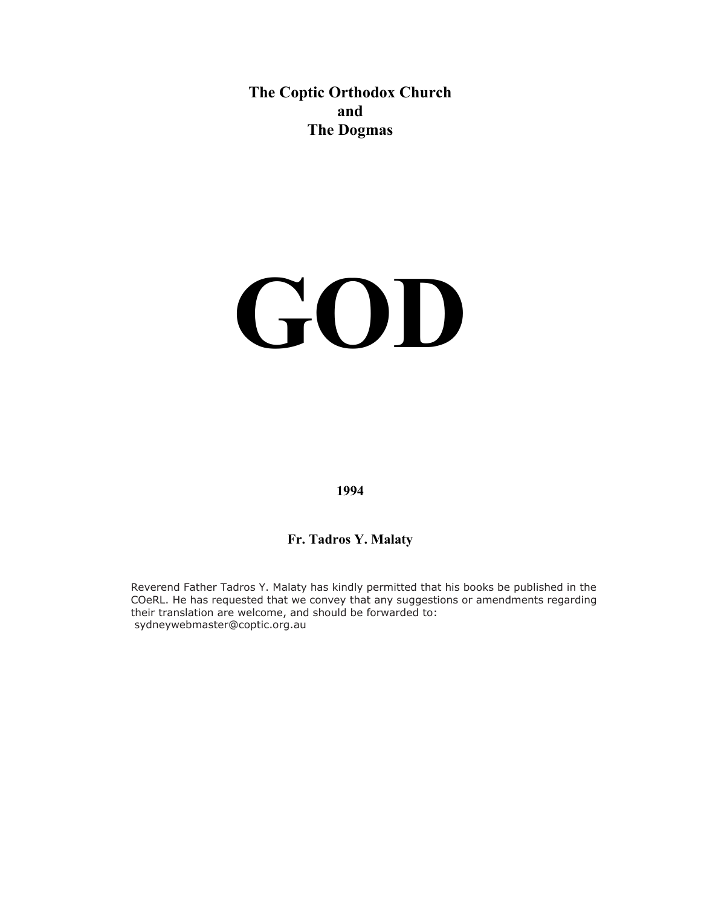**The Coptic Orthodox Church**
**and**
**The Dogmas**

# GOD

**1994**

**Fr. Tadros Y. Malaty**

Reverend Father Tadros Y. Malaty has kindly permitted that his books be published in the COeRL. He has requested that we convey that any suggestions or amendments regarding their translation are welcome, and should be forwarded to:
sydneywebmaster@coptic.org.au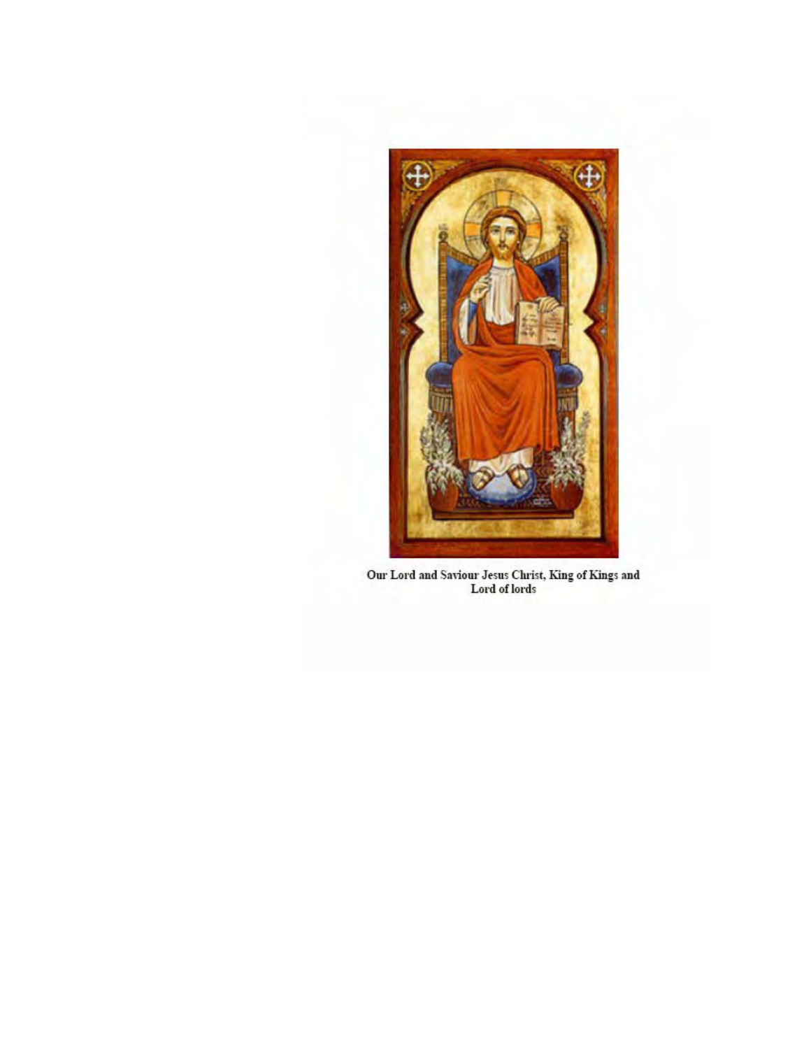Our Lord and Saviour Jesus Christ, King of Kings and Lord of lords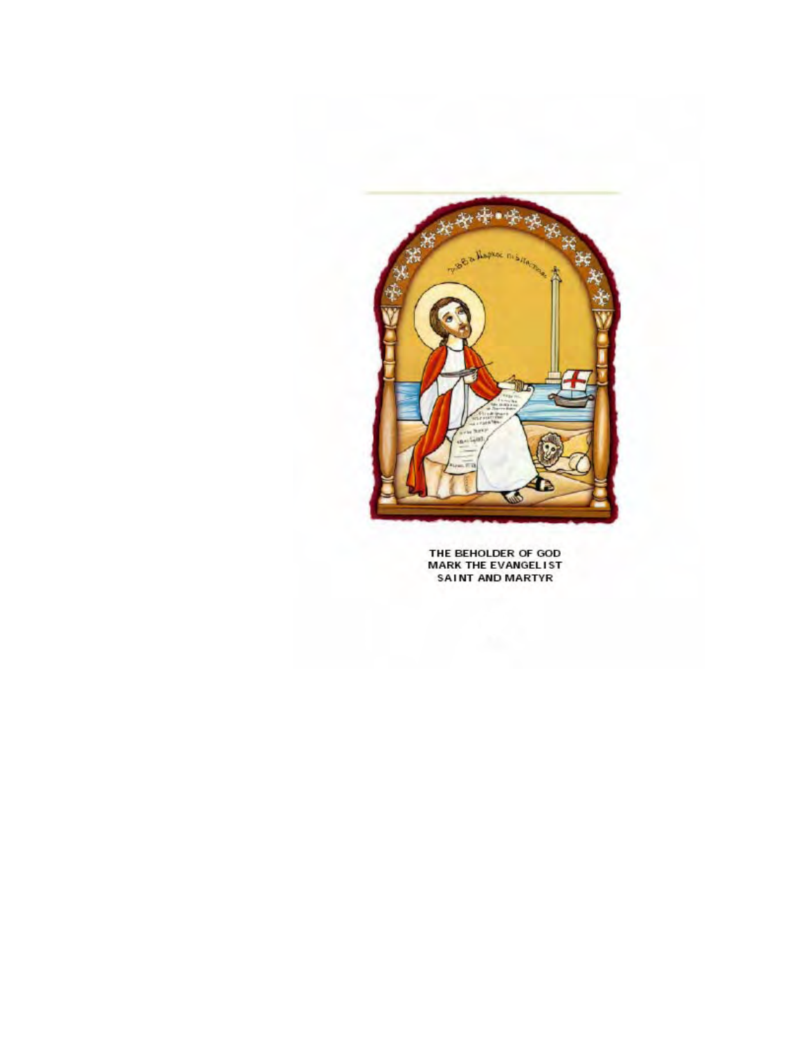THE BEHOLDER OF GOD
MARK THE EVANGELIST
SAINT AND MARTYR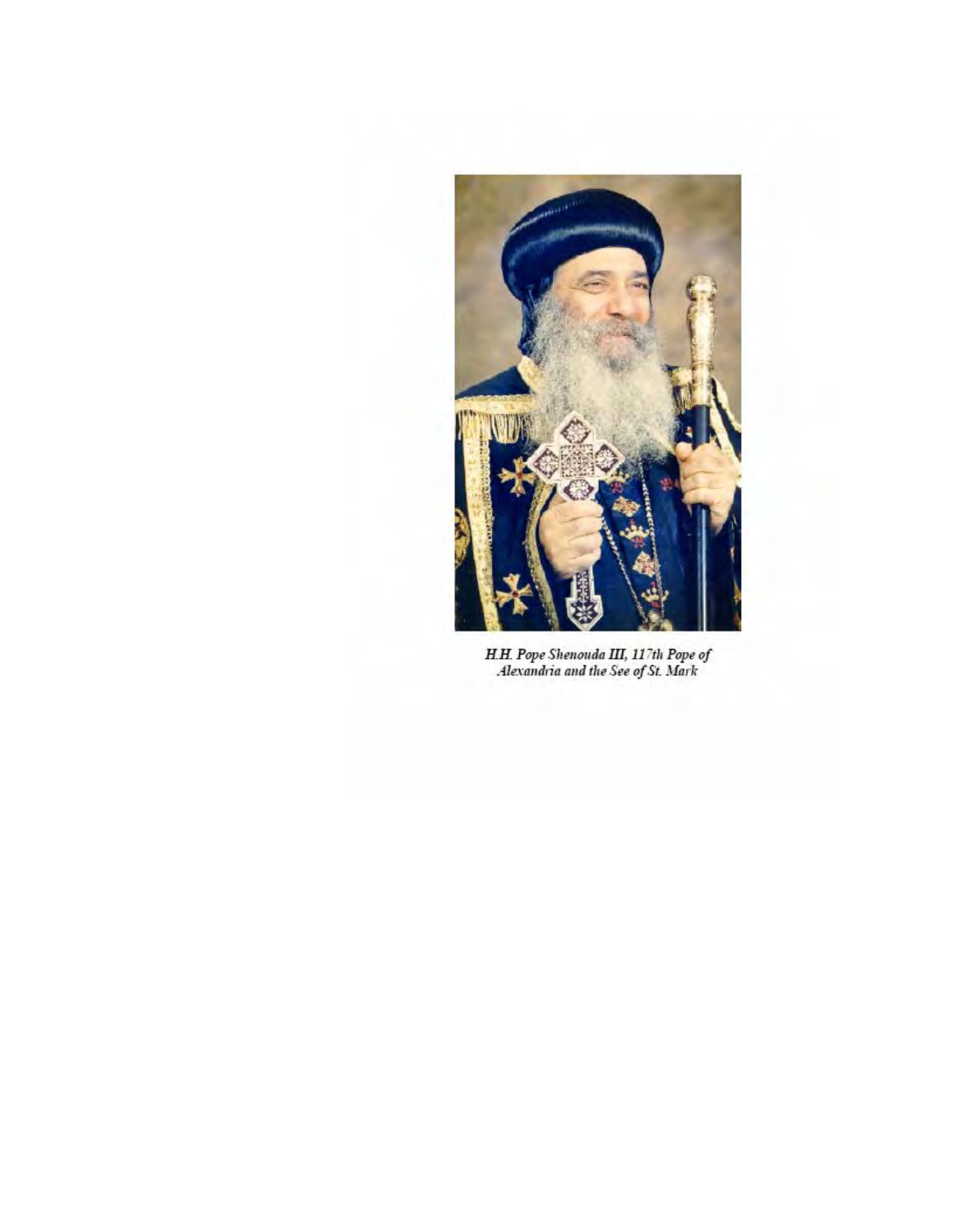*H.H. Pope Shenouda III, 117th Pope of Alexandria and the See of St. Mark*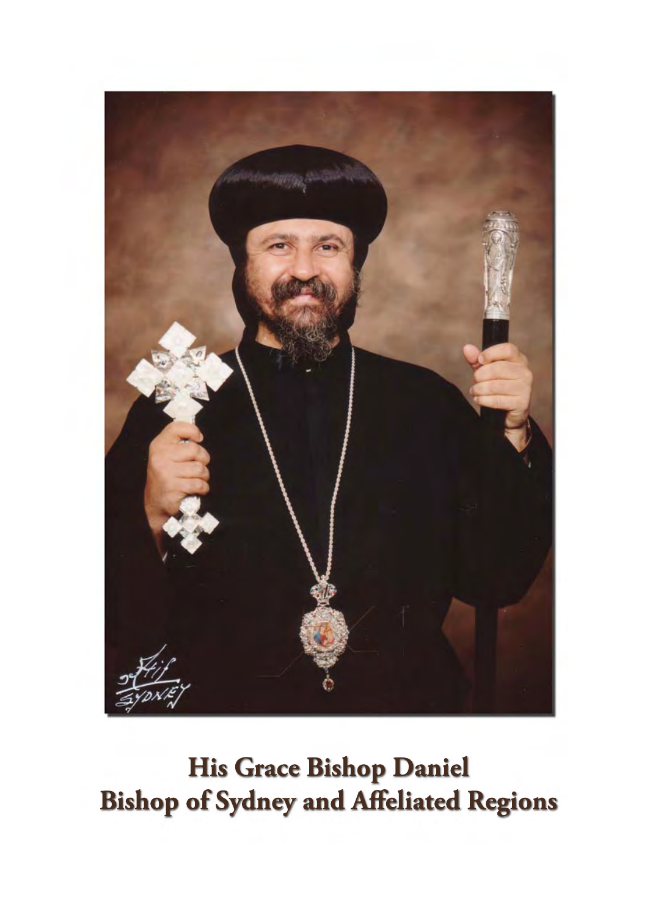**His Grace Bishop Daniel**
**Bishop of Sydney and Affeliated Regions**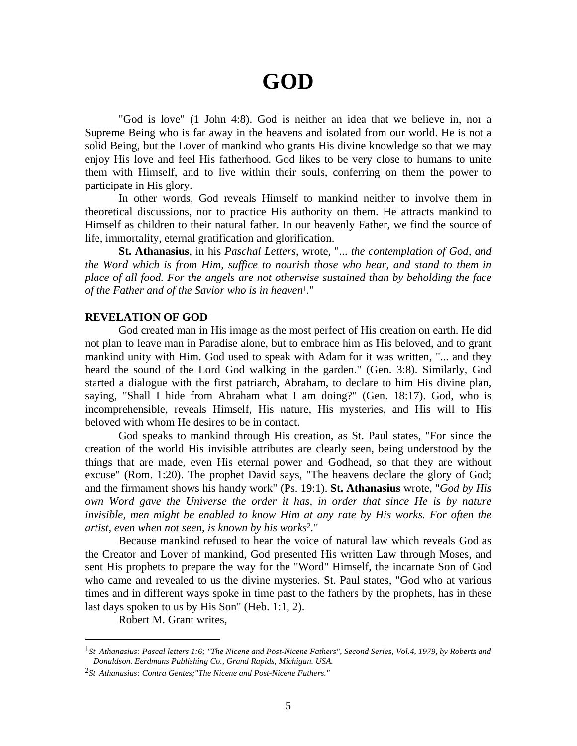# GOD

"God is love" (1 John 4:8). God is neither an idea that we believe in, nor a Supreme Being who is far away in the heavens and isolated from our world. He is not a solid Being, but the Lover of mankind who grants His divine knowledge so that we may enjoy His love and feel His fatherhood. God likes to be very close to humans to unite them with Himself, and to live within their souls, conferring on them the power to participate in His glory.

In other words, God reveals Himself to mankind neither to involve them in theoretical discussions, nor to practice His authority on them. He attracts mankind to Himself as children to their natural father. In our heavenly Father, we find the source of life, immortality, eternal gratification and glorification.

**St. Athanasius**, in his *Paschal Letters*, wrote, "*... the contemplation of God, and the Word which is from Him, suffice to nourish those who hear, and stand to them in place of all food. For the angels are not otherwise sustained than by beholding the face of the Father and of the Savior who is in heaven*[1]."

## REVELATION OF GOD

God created man in His image as the most perfect of His creation on earth. He did not plan to leave man in Paradise alone, but to embrace him as His beloved, and to grant mankind unity with Him. God used to speak with Adam for it was written, "... and they heard the sound of the Lord God walking in the garden." (Gen. 3:8). Similarly, God started a dialogue with the first patriarch, Abraham, to declare to him His divine plan, saying, "Shall I hide from Abraham what I am doing?" (Gen. 18:17). God, who is incomprehensible, reveals Himself, His nature, His mysteries, and His will to His beloved with whom He desires to be in contact.

God speaks to mankind through His creation, as St. Paul states, "For since the creation of the world His invisible attributes are clearly seen, being understood by the things that are made, even His eternal power and Godhead, so that they are without excuse" (Rom. 1:20). The prophet David says, "The heavens declare the glory of God; and the firmament shows his handy work" (Ps. 19:1). **St. Athanasius** wrote, "*God by His own Word gave the Universe the order it has, in order that since He is by nature invisible, men might be enabled to know Him at any rate by His works. For often the artist, even when not seen, is known by his works*[2]."

Because mankind refused to hear the voice of natural law which reveals God as the Creator and Lover of mankind, God presented His written Law through Moses, and sent His prophets to prepare the way for the "Word" Himself, the incarnate Son of God who came and revealed to us the divine mysteries. St. Paul states, "God who at various times and in different ways spoke in time past to the fathers by the prophets, has in these last days spoken to us by His Son" (Heb. 1:1, 2).

Robert M. Grant writes,

---

[1] *St. Athanasius: Pascal letters 1:6; "The Nicene and Post-Nicene Fathers", Second Series, Vol.4, 1979, by Roberts and Donaldson. Eerdmans Publishing Co., Grand Rapids, Michigan. USA.*

[2] *St. Athanasius: Contra Gentes;"The Nicene and Post-Nicene Fathers."*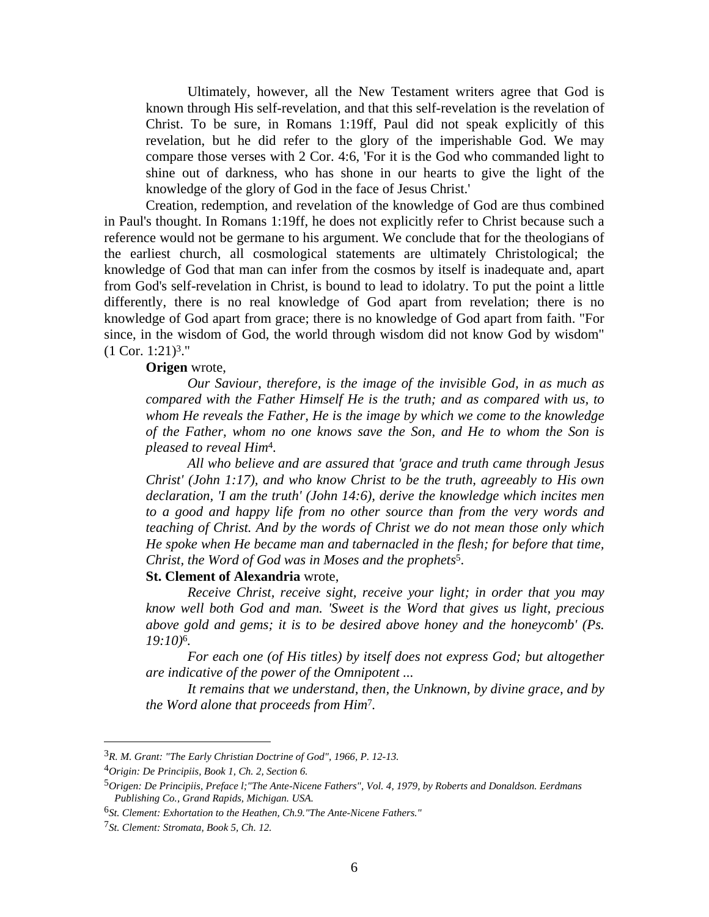Ultimately, however, all the New Testament writers agree that God is known through His self-revelation, and that this self-revelation is the revelation of Christ. To be sure, in Romans 1:19ff, Paul did not speak explicitly of this revelation, but he did refer to the glory of the imperishable God. We may compare those verses with 2 Cor. 4:6, 'For it is the God who commanded light to shine out of darkness, who has shone in our hearts to give the light of the knowledge of the glory of God in the face of Jesus Christ.'

Creation, redemption, and revelation of the knowledge of God are thus combined in Paul's thought. In Romans 1:19ff, he does not explicitly refer to Christ because such a reference would not be germane to his argument. We conclude that for the theologians of the earliest church, all cosmological statements are ultimately Christological; the knowledge of God that man can infer from the cosmos by itself is inadequate and, apart from God's self-revelation in Christ, is bound to lead to idolatry. To put the point a little differently, there is no real knowledge of God apart from revelation; there is no knowledge of God apart from grace; there is no knowledge of God apart from faith. "For since, in the wisdom of God, the world through wisdom did not know God by wisdom" (1 Cor. 1:21)[3]."

**Origen** wrote,

*Our Saviour, therefore, is the image of the invisible God, in as much as compared with the Father Himself He is the truth; and as compared with us, to whom He reveals the Father, He is the image by which we come to the knowledge of the Father, whom no one knows save the Son, and He to whom the Son is pleased to reveal Him*[4]*.*

*All who believe and are assured that 'grace and truth came through Jesus Christ' (John 1:17), and who know Christ to be the truth, agreeably to His own declaration, 'I am the truth' (John 14:6), derive the knowledge which incites men to a good and happy life from no other source than from the very words and teaching of Christ. And by the words of Christ we do not mean those only which He spoke when He became man and tabernacled in the flesh; for before that time, Christ, the Word of God was in Moses and the prophets*[5]*.*

**St. Clement of Alexandria** wrote,

*Receive Christ, receive sight, receive your light; in order that you may know well both God and man. 'Sweet is the Word that gives us light, precious above gold and gems; it is to be desired above honey and the honeycomb' (Ps. 19:10)*[6]*.*

*For each one (of His titles) by itself does not express God; but altogether are indicative of the power of the Omnipotent ...*

*It remains that we understand, then, the Unknown, by divine grace, and by the Word alone that proceeds from Him*[7]*.*

---

[3] *R. M. Grant: "The Early Christian Doctrine of God", 1966, P. 12-13.*

[4] *Origin: De Principiis, Book 1, Ch. 2, Section 6.*

[5] *Origen: De Principiis, Preface l;"The Ante-Nicene Fathers", Vol. 4, 1979, by Roberts and Donaldson. Eerdmans Publishing Co., Grand Rapids, Michigan. USA.*

[6] *St. Clement: Exhortation to the Heathen, Ch.9."The Ante-Nicene Fathers."*

[7] *St. Clement: Stromata, Book 5, Ch. 12.*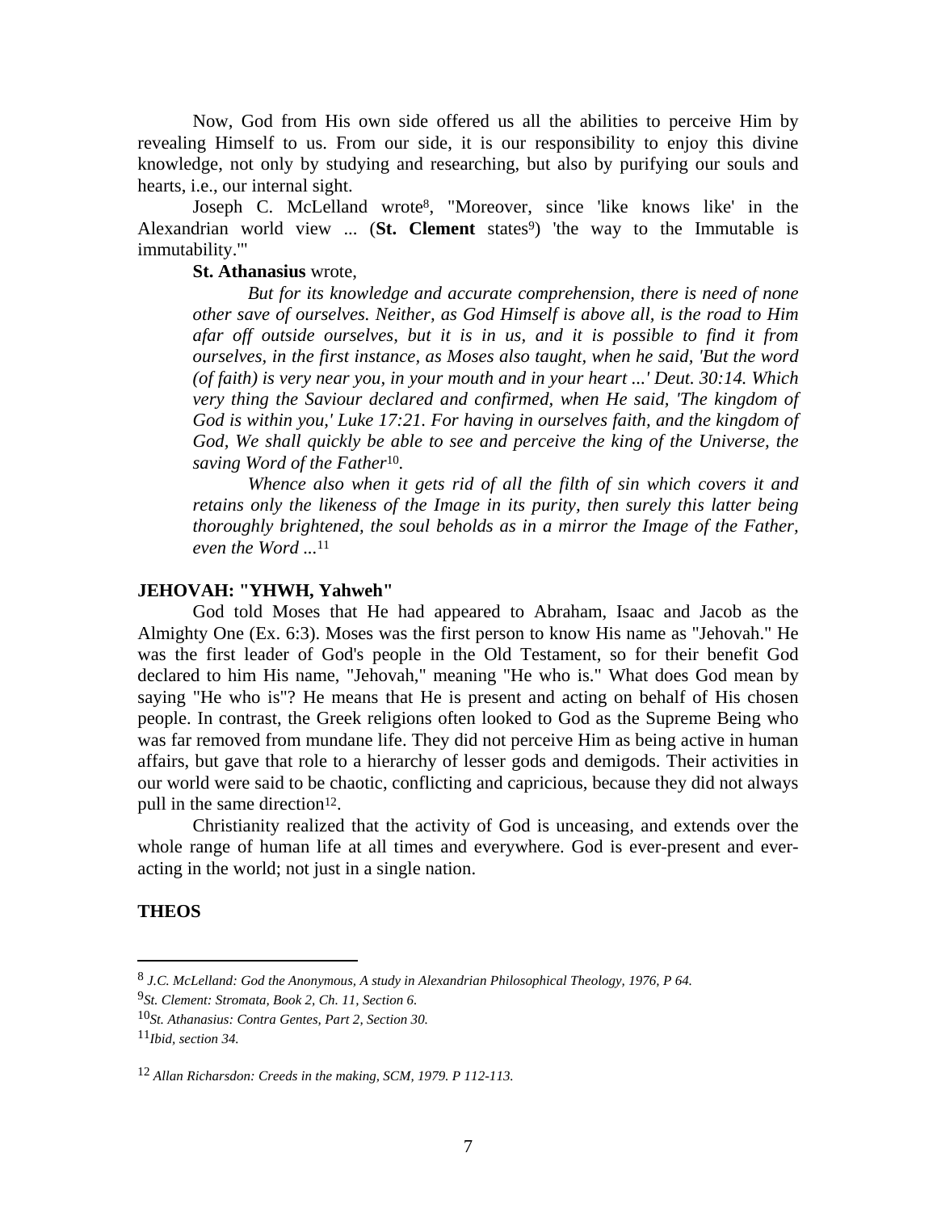Now, God from His own side offered us all the abilities to perceive Him by revealing Himself to us. From our side, it is our responsibility to enjoy this divine knowledge, not only by studying and researching, but also by purifying our souls and hearts, i.e., our internal sight.

Joseph C. McLelland wrote[8], "Moreover, since 'like knows like' in the Alexandrian world view ... (**St. Clement** states[9]) 'the way to the Immutable is immutability.'"

**St. Athanasius** wrote,

> *But for its knowledge and accurate comprehension, there is need of none other save of ourselves. Neither, as God Himself is above all, is the road to Him afar off outside ourselves, but it is in us, and it is possible to find it from ourselves, in the first instance, as Moses also taught, when he said, 'But the word (of faith) is very near you, in your mouth and in your heart ...' Deut. 30:14. Which very thing the Saviour declared and confirmed, when He said, 'The kingdom of God is within you,' Luke 17:21. For having in ourselves faith, and the kingdom of God, We shall quickly be able to see and perceive the king of the Universe, the saving Word of the Father*[10].
>
> *Whence also when it gets rid of all the filth of sin which covers it and retains only the likeness of the Image in its purity, then surely this latter being thoroughly brightened, the soul beholds as in a mirror the Image of the Father, even the Word ...*[11]

### JEHOVAH: "YHWH, Yahweh"

God told Moses that He had appeared to Abraham, Isaac and Jacob as the Almighty One (Ex. 6:3). Moses was the first person to know His name as "Jehovah." He was the first leader of God's people in the Old Testament, so for their benefit God declared to him His name, "Jehovah," meaning "He who is." What does God mean by saying "He who is"? He means that He is present and acting on behalf of His chosen people. In contrast, the Greek religions often looked to God as the Supreme Being who was far removed from mundane life. They did not perceive Him as being active in human affairs, but gave that role to a hierarchy of lesser gods and demigods. Their activities in our world were said to be chaotic, conflicting and capricious, because they did not always pull in the same direction[12].

Christianity realized that the activity of God is unceasing, and extends over the whole range of human life at all times and everywhere. God is ever-present and ever-acting in the world; not just in a single nation.

### THEOS

---

[8] *J.C. McLelland: God the Anonymous, A study in Alexandrian Philosophical Theology, 1976, P 64.*

[9] *St. Clement: Stromata, Book 2, Ch. 11, Section 6.*

[10] *St. Athanasius: Contra Gentes, Part 2, Section 30.*

[11] *Ibid, section 34.*

[12] *Allan Richarsdon: Creeds in the making, SCM, 1979. P 112-113.*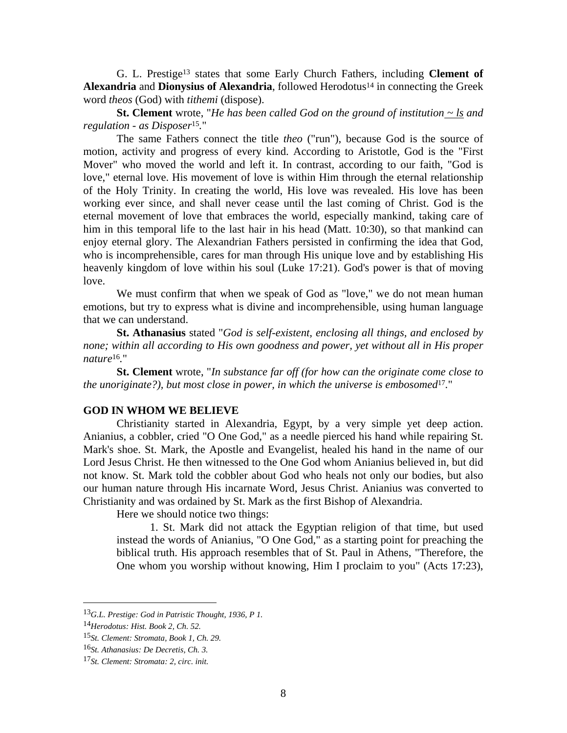G. L. Prestige[13] states that some Early Church Fathers, including **Clement of Alexandria** and **Dionysius of Alexandria**, followed Herodotus[14] in connecting the Greek word *theos* (God) with *tithemi* (dispose).

**St. Clement** wrote, "*He has been called God on the ground of institution ~ ls and regulation - as Disposer*[15]."

The same Fathers connect the title *theo* ("run"), because God is the source of motion, activity and progress of every kind. According to Aristotle, God is the "First Mover" who moved the world and left it. In contrast, according to our faith, "God is love," eternal love. His movement of love is within Him through the eternal relationship of the Holy Trinity. In creating the world, His love was revealed. His love has been working ever since, and shall never cease until the last coming of Christ. God is the eternal movement of love that embraces the world, especially mankind, taking care of him in this temporal life to the last hair in his head (Matt. 10:30), so that mankind can enjoy eternal glory. The Alexandrian Fathers persisted in confirming the idea that God, who is incomprehensible, cares for man through His unique love and by establishing His heavenly kingdom of love within his soul (Luke 17:21). God's power is that of moving love.

We must confirm that when we speak of God as "love," we do not mean human emotions, but try to express what is divine and incomprehensible, using human language that we can understand.

**St. Athanasius** stated "*God is self-existent, enclosing all things, and enclosed by none; within all according to His own goodness and power, yet without all in His proper nature*[16]."

**St. Clement** wrote, "*In substance far off (for how can the originate come close to the unoriginate?), but most close in power, in which the universe is embosomed*[17]."

## GOD IN WHOM WE BELIEVE

Christianity started in Alexandria, Egypt, by a very simple yet deep action. Anianius, a cobbler, cried "O One God," as a needle pierced his hand while repairing St. Mark's shoe. St. Mark, the Apostle and Evangelist, healed his hand in the name of our Lord Jesus Christ. He then witnessed to the One God whom Anianius believed in, but did not know. St. Mark told the cobbler about God who heals not only our bodies, but also our human nature through His incarnate Word, Jesus Christ. Anianius was converted to Christianity and was ordained by St. Mark as the first Bishop of Alexandria.

Here we should notice two things:

1. St. Mark did not attack the Egyptian religion of that time, but used instead the words of Anianius, "O One God," as a starting point for preaching the biblical truth. His approach resembles that of St. Paul in Athens, "Therefore, the One whom you worship without knowing, Him I proclaim to you" (Acts 17:23),

---

[13] *G.L. Prestige: God in Patristic Thought, 1936, P 1.*

[14] *Herodotus: Hist. Book 2, Ch. 52.*

[15] *St. Clement: Stromata, Book 1, Ch. 29.*

[16] *St. Athanasius: De Decretis, Ch. 3.*

[17] *St. Clement: Stromata: 2, circ. init.*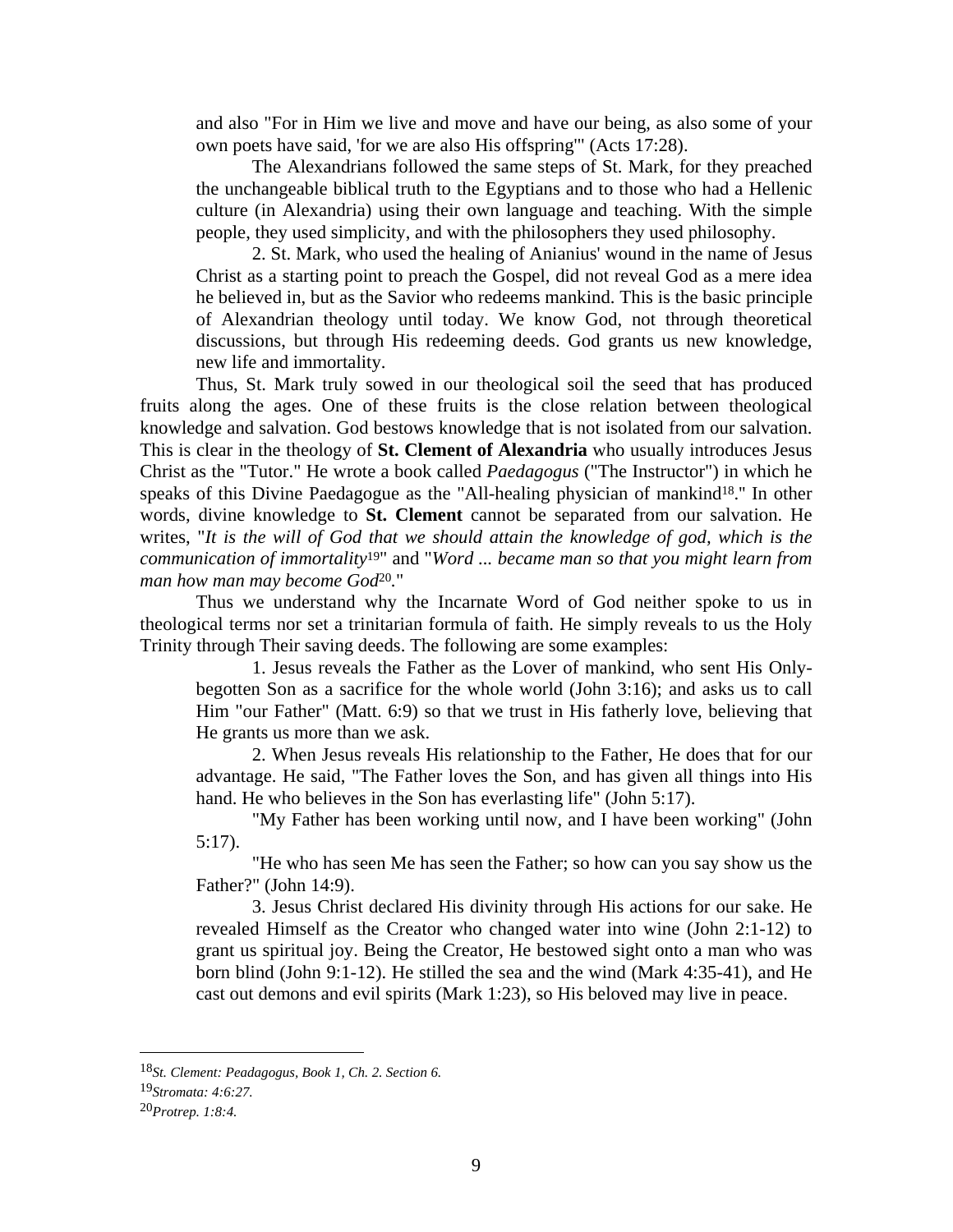and also "For in Him we live and move and have our being, as also some of your own poets have said, 'for we are also His offspring'" (Acts 17:28).

The Alexandrians followed the same steps of St. Mark, for they preached the unchangeable biblical truth to the Egyptians and to those who had a Hellenic culture (in Alexandria) using their own language and teaching. With the simple people, they used simplicity, and with the philosophers they used philosophy.

2. St. Mark, who used the healing of Anianius' wound in the name of Jesus Christ as a starting point to preach the Gospel, did not reveal God as a mere idea he believed in, but as the Savior who redeems mankind. This is the basic principle of Alexandrian theology until today. We know God, not through theoretical discussions, but through His redeeming deeds. God grants us new knowledge, new life and immortality.

Thus, St. Mark truly sowed in our theological soil the seed that has produced fruits along the ages. One of these fruits is the close relation between theological knowledge and salvation. God bestows knowledge that is not isolated from our salvation. This is clear in the theology of **St. Clement of Alexandria** who usually introduces Jesus Christ as the "Tutor." He wrote a book called *Paedagogus* ("The Instructor") in which he speaks of this Divine Paedagogue as the "All-healing physician of mankind[18]." In other words, divine knowledge to **St. Clement** cannot be separated from our salvation. He writes, "*It is the will of God that we should attain the knowledge of god, which is the communication of immortality*[19]" and "*Word ... became man so that you might learn from man how man may become God*[20]."

Thus we understand why the Incarnate Word of God neither spoke to us in theological terms nor set a trinitarian formula of faith. He simply reveals to us the Holy Trinity through Their saving deeds. The following are some examples:

1. Jesus reveals the Father as the Lover of mankind, who sent His Only-begotten Son as a sacrifice for the whole world (John 3:16); and asks us to call Him "our Father" (Matt. 6:9) so that we trust in His fatherly love, believing that He grants us more than we ask.

2. When Jesus reveals His relationship to the Father, He does that for our advantage. He said, "The Father loves the Son, and has given all things into His hand. He who believes in the Son has everlasting life" (John 5:17).

"My Father has been working until now, and I have been working" (John 5:17).

"He who has seen Me has seen the Father; so how can you say show us the Father?" (John 14:9).

3. Jesus Christ declared His divinity through His actions for our sake. He revealed Himself as the Creator who changed water into wine (John 2:1-12) to grant us spiritual joy. Being the Creator, He bestowed sight onto a man who was born blind (John 9:1-12). He stilled the sea and the wind (Mark 4:35-41), and He cast out demons and evil spirits (Mark 1:23), so His beloved may live in peace.

---

[18] *St. Clement: Peadagogus, Book 1, Ch. 2. Section 6.*

[19] *Stromata: 4:6:27.*

[20] *Protrep. 1:8:4.*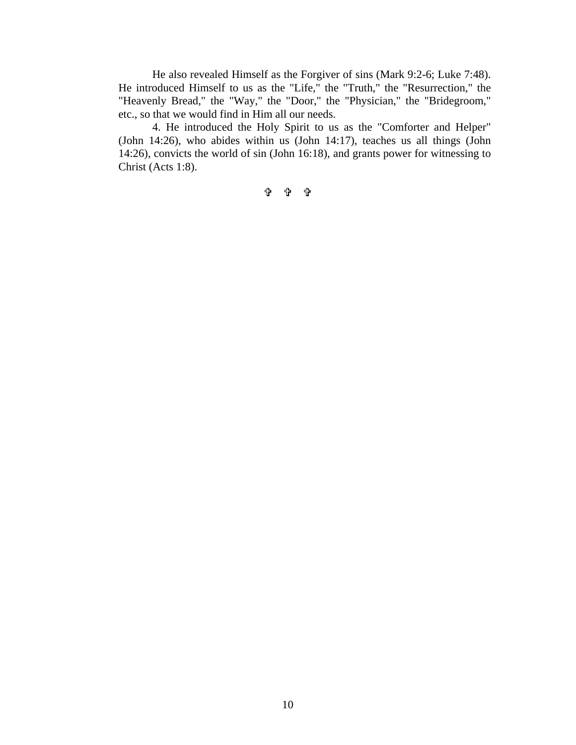He also revealed Himself as the Forgiver of sins (Mark 9:2-6; Luke 7:48). He introduced Himself to us as the "Life," the "Truth," the "Resurrection," the "Heavenly Bread," the "Way," the "Door," the "Physician," the "Bridegroom," etc., so that we would find in Him all our needs.

4. He introduced the Holy Spirit to us as the "Comforter and Helper" (John 14:26), who abides within us (John 14:17), teaches us all things (John 14:26), convicts the world of sin (John 16:18), and grants power for witnessing to Christ (Acts 1:8).

✞ ✞ ✞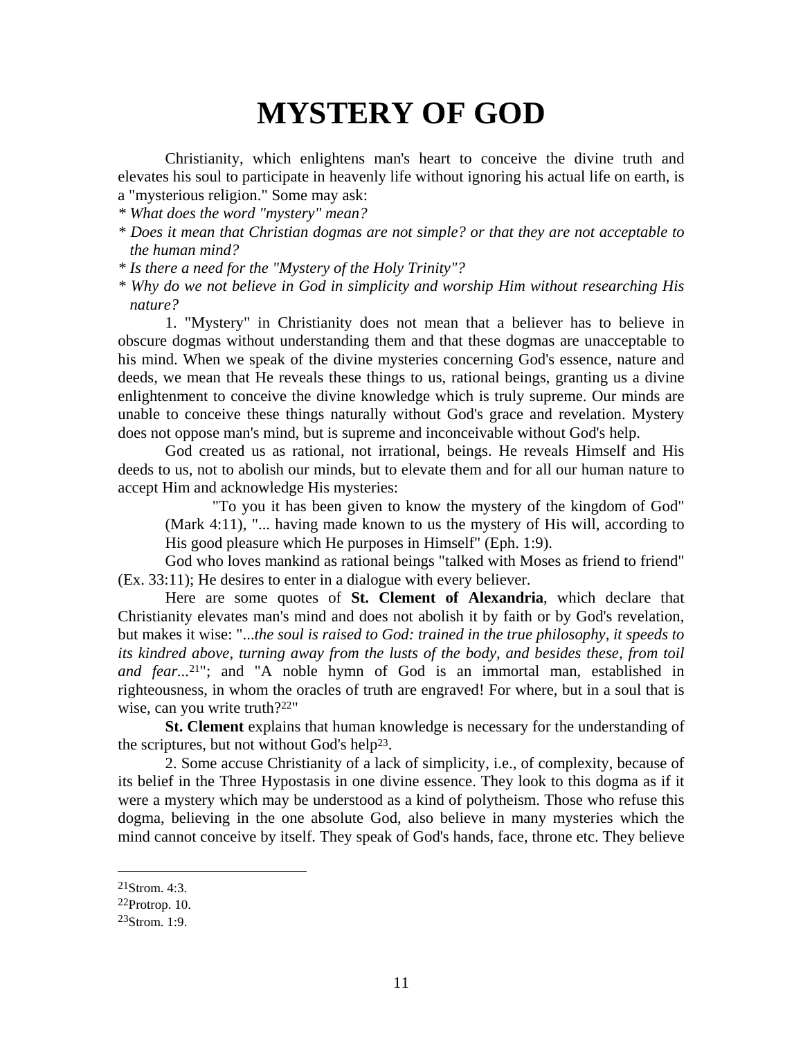# MYSTERY OF GOD

Christianity, which enlightens man's heart to conceive the divine truth and elevates his soul to participate in heavenly life without ignoring his actual life on earth, is a "mysterious religion." Some may ask:

* *What does the word "mystery" mean?*
* *Does it mean that Christian dogmas are not simple? or that they are not acceptable to the human mind?*
* *Is there a need for the "Mystery of the Holy Trinity"?*
* *Why do we not believe in God in simplicity and worship Him without researching His nature?*

1. "Mystery" in Christianity does not mean that a believer has to believe in obscure dogmas without understanding them and that these dogmas are unacceptable to his mind. When we speak of the divine mysteries concerning God's essence, nature and deeds, we mean that He reveals these things to us, rational beings, granting us a divine enlightenment to conceive the divine knowledge which is truly supreme. Our minds are unable to conceive these things naturally without God's grace and revelation. Mystery does not oppose man's mind, but is supreme and inconceivable without God's help.

God created us as rational, not irrational, beings. He reveals Himself and His deeds to us, not to abolish our minds, but to elevate them and for all our human nature to accept Him and acknowledge His mysteries:

> "To you it has been given to know the mystery of the kingdom of God" (Mark 4:11), "... having made known to us the mystery of His will, according to His good pleasure which He purposes in Himself" (Eph. 1:9).

God who loves mankind as rational beings "talked with Moses as friend to friend" (Ex. 33:11); He desires to enter in a dialogue with every believer.

Here are some quotes of **St. Clement of Alexandria**, which declare that Christianity elevates man's mind and does not abolish it by faith or by God's revelation, but makes it wise: "*...the soul is raised to God: trained in the true philosophy, it speeds to its kindred above, turning away from the lusts of the body, and besides these, from toil and fear...*[21]"; and "A noble hymn of God is an immortal man, established in righteousness, in whom the oracles of truth are engraved! For where, but in a soul that is wise, can you write truth?[22]"

**St. Clement** explains that human knowledge is necessary for the understanding of the scriptures, but not without God's help[23].

2. Some accuse Christianity of a lack of simplicity, i.e., of complexity, because of its belief in the Three Hypostasis in one divine essence. They look to this dogma as if it were a mystery which may be understood as a kind of polytheism. Those who refuse this dogma, believing in the one absolute God, also believe in many mysteries which the mind cannot conceive by itself. They speak of God's hands, face, throne etc. They believe

---

[21] Strom. 4:3.

[22] Protrop. 10.

[23] Strom. 1:9.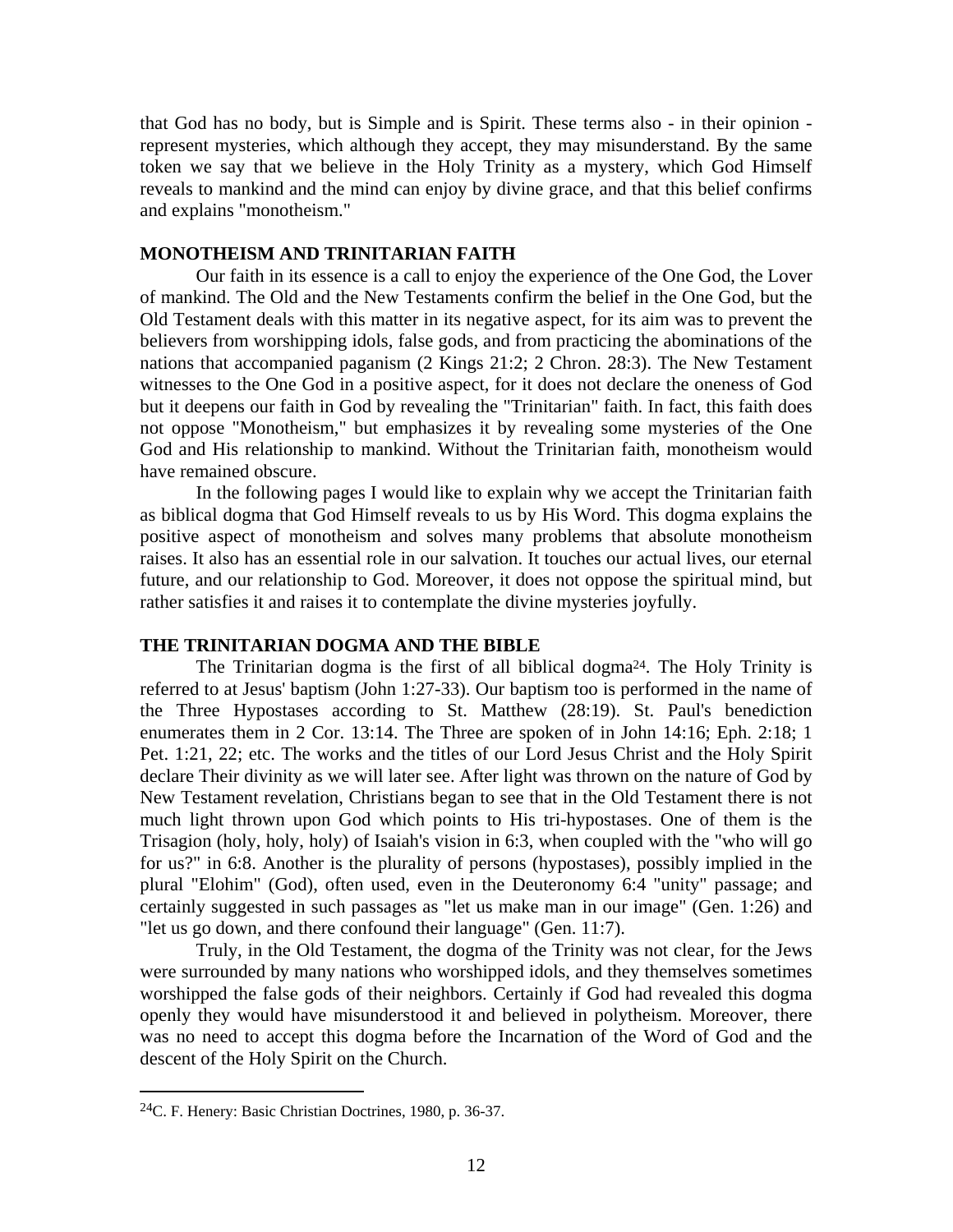that God has no body, but is Simple and is Spirit. These terms also - in their opinion - represent mysteries, which although they accept, they may misunderstand. By the same token we say that we believe in the Holy Trinity as a mystery, which God Himself reveals to mankind and the mind can enjoy by divine grace, and that this belief confirms and explains "monotheism."

## MONOTHEISM AND TRINITARIAN FAITH

Our faith in its essence is a call to enjoy the experience of the One God, the Lover of mankind. The Old and the New Testaments confirm the belief in the One God, but the Old Testament deals with this matter in its negative aspect, for its aim was to prevent the believers from worshipping idols, false gods, and from practicing the abominations of the nations that accompanied paganism (2 Kings 21:2; 2 Chron. 28:3). The New Testament witnesses to the One God in a positive aspect, for it does not declare the oneness of God but it deepens our faith in God by revealing the "Trinitarian" faith. In fact, this faith does not oppose "Monotheism," but emphasizes it by revealing some mysteries of the One God and His relationship to mankind. Without the Trinitarian faith, monotheism would have remained obscure.

In the following pages I would like to explain why we accept the Trinitarian faith as biblical dogma that God Himself reveals to us by His Word. This dogma explains the positive aspect of monotheism and solves many problems that absolute monotheism raises. It also has an essential role in our salvation. It touches our actual lives, our eternal future, and our relationship to God. Moreover, it does not oppose the spiritual mind, but rather satisfies it and raises it to contemplate the divine mysteries joyfully.

## THE TRINITARIAN DOGMA AND THE BIBLE

The Trinitarian dogma is the first of all biblical dogma[24]. The Holy Trinity is referred to at Jesus' baptism (John 1:27-33). Our baptism too is performed in the name of the Three Hypostases according to St. Matthew (28:19). St. Paul's benediction enumerates them in 2 Cor. 13:14. The Three are spoken of in John 14:16; Eph. 2:18; 1 Pet. 1:21, 22; etc. The works and the titles of our Lord Jesus Christ and the Holy Spirit declare Their divinity as we will later see. After light was thrown on the nature of God by New Testament revelation, Christians began to see that in the Old Testament there is not much light thrown upon God which points to His tri-hypostases. One of them is the Trisagion (holy, holy, holy) of Isaiah's vision in 6:3, when coupled with the "who will go for us?" in 6:8. Another is the plurality of persons (hypostases), possibly implied in the plural "Elohim" (God), often used, even in the Deuteronomy 6:4 "unity" passage; and certainly suggested in such passages as "let us make man in our image" (Gen. 1:26) and "let us go down, and there confound their language" (Gen. 11:7).

Truly, in the Old Testament, the dogma of the Trinity was not clear, for the Jews were surrounded by many nations who worshipped idols, and they themselves sometimes worshipped the false gods of their neighbors. Certainly if God had revealed this dogma openly they would have misunderstood it and believed in polytheism. Moreover, there was no need to accept this dogma before the Incarnation of the Word of God and the descent of the Holy Spirit on the Church.

---

[24] C. F. Henery: Basic Christian Doctrines, 1980, p. 36-37.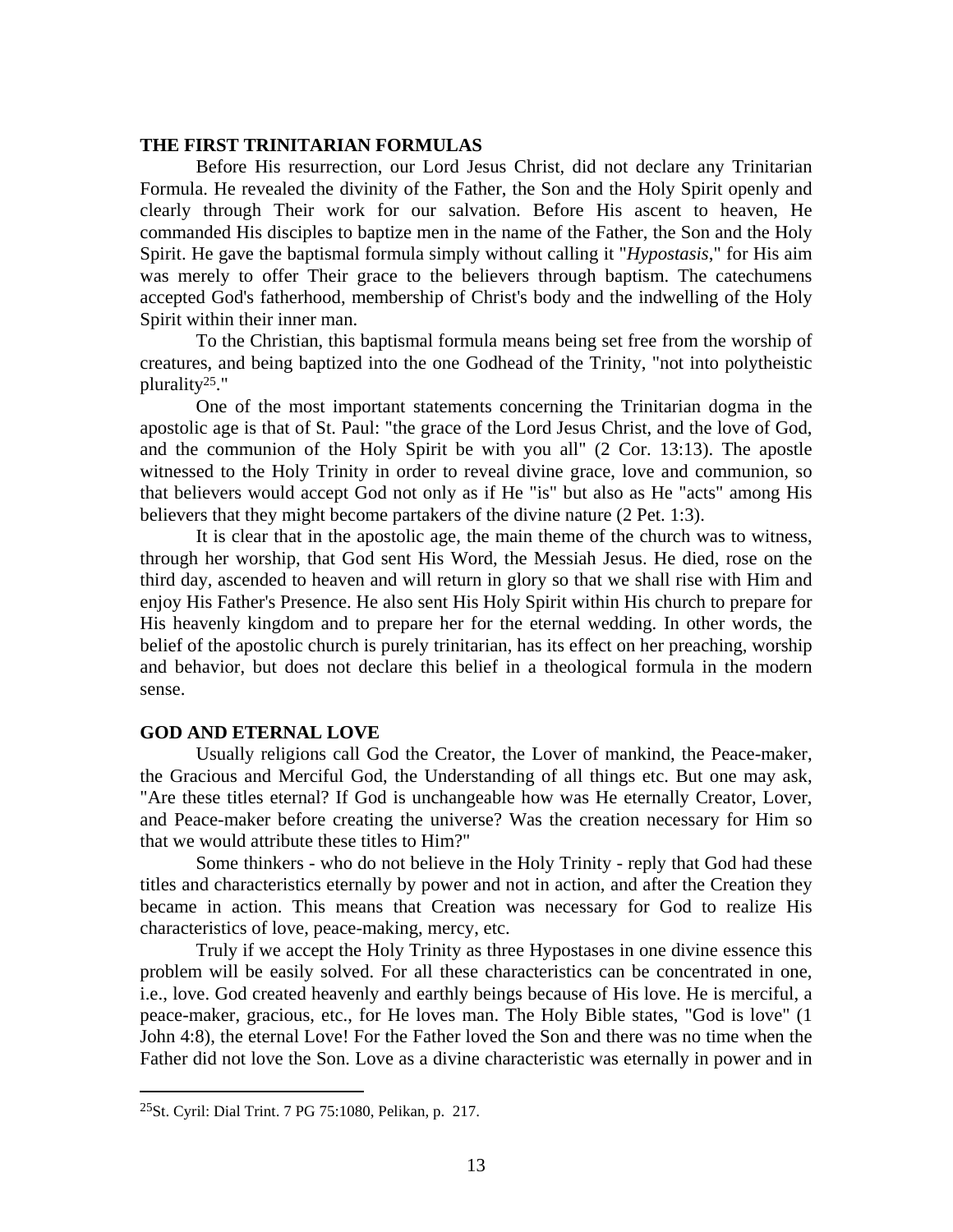## THE FIRST TRINITARIAN FORMULAS

Before His resurrection, our Lord Jesus Christ, did not declare any Trinitarian Formula. He revealed the divinity of the Father, the Son and the Holy Spirit openly and clearly through Their work for our salvation. Before His ascent to heaven, He commanded His disciples to baptize men in the name of the Father, the Son and the Holy Spirit. He gave the baptismal formula simply without calling it "*Hypostasis*," for His aim was merely to offer Their grace to the believers through baptism. The catechumens accepted God's fatherhood, membership of Christ's body and the indwelling of the Holy Spirit within their inner man.

To the Christian, this baptismal formula means being set free from the worship of creatures, and being baptized into the one Godhead of the Trinity, "not into polytheistic plurality[25]."

One of the most important statements concerning the Trinitarian dogma in the apostolic age is that of St. Paul: "the grace of the Lord Jesus Christ, and the love of God, and the communion of the Holy Spirit be with you all" (2 Cor. 13:13). The apostle witnessed to the Holy Trinity in order to reveal divine grace, love and communion, so that believers would accept God not only as if He "is" but also as He "acts" among His believers that they might become partakers of the divine nature (2 Pet. 1:3).

It is clear that in the apostolic age, the main theme of the church was to witness, through her worship, that God sent His Word, the Messiah Jesus. He died, rose on the third day, ascended to heaven and will return in glory so that we shall rise with Him and enjoy His Father's Presence. He also sent His Holy Spirit within His church to prepare for His heavenly kingdom and to prepare her for the eternal wedding. In other words, the belief of the apostolic church is purely trinitarian, has its effect on her preaching, worship and behavior, but does not declare this belief in a theological formula in the modern sense.

## GOD AND ETERNAL LOVE

Usually religions call God the Creator, the Lover of mankind, the Peace-maker, the Gracious and Merciful God, the Understanding of all things etc. But one may ask, "Are these titles eternal? If God is unchangeable how was He eternally Creator, Lover, and Peace-maker before creating the universe? Was the creation necessary for Him so that we would attribute these titles to Him?"

Some thinkers - who do not believe in the Holy Trinity - reply that God had these titles and characteristics eternally by power and not in action, and after the Creation they became in action. This means that Creation was necessary for God to realize His characteristics of love, peace-making, mercy, etc.

Truly if we accept the Holy Trinity as three Hypostases in one divine essence this problem will be easily solved. For all these characteristics can be concentrated in one, i.e., love. God created heavenly and earthly beings because of His love. He is merciful, a peace-maker, gracious, etc., for He loves man. The Holy Bible states, "God is love" (1 John 4:8), the eternal Love! For the Father loved the Son and there was no time when the Father did not love the Son. Love as a divine characteristic was eternally in power and in

---

[25] St. Cyril: Dial Trint. 7 PG 75:1080, Pelikan, p. 217.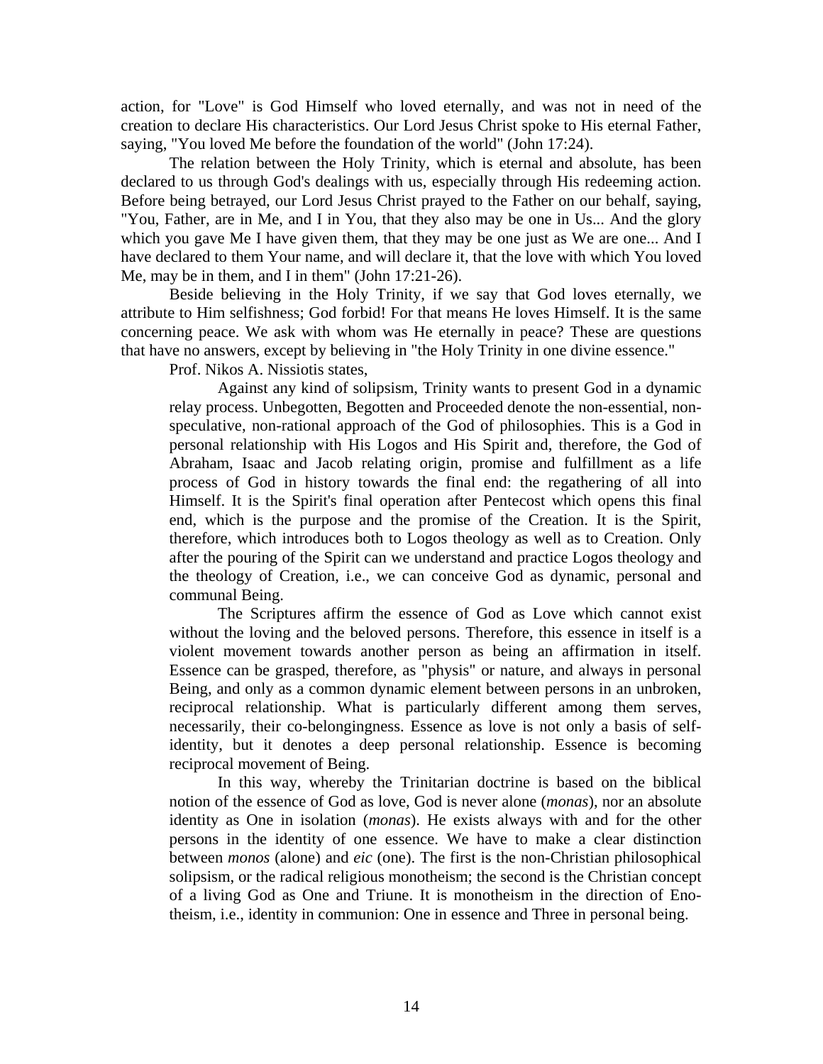action, for "Love" is God Himself who loved eternally, and was not in need of the creation to declare His characteristics. Our Lord Jesus Christ spoke to His eternal Father, saying, "You loved Me before the foundation of the world" (John 17:24).

The relation between the Holy Trinity, which is eternal and absolute, has been declared to us through God's dealings with us, especially through His redeeming action. Before being betrayed, our Lord Jesus Christ prayed to the Father on our behalf, saying, "You, Father, are in Me, and I in You, that they also may be one in Us... And the glory which you gave Me I have given them, that they may be one just as We are one... And I have declared to them Your name, and will declare it, that the love with which You loved Me, may be in them, and I in them" (John 17:21-26).

Beside believing in the Holy Trinity, if we say that God loves eternally, we attribute to Him selfishness; God forbid! For that means He loves Himself. It is the same concerning peace. We ask with whom was He eternally in peace? These are questions that have no answers, except by believing in "the Holy Trinity in one divine essence."

Prof. Nikos A. Nissiotis states,

> Against any kind of solipsism, Trinity wants to present God in a dynamic relay process. Unbegotten, Begotten and Proceeded denote the non-essential, non-speculative, non-rational approach of the God of philosophies. This is a God in personal relationship with His Logos and His Spirit and, therefore, the God of Abraham, Isaac and Jacob relating origin, promise and fulfillment as a life process of God in history towards the final end: the regathering of all into Himself. It is the Spirit's final operation after Pentecost which opens this final end, which is the purpose and the promise of the Creation. It is the Spirit, therefore, which introduces both to Logos theology as well as to Creation. Only after the pouring of the Spirit can we understand and practice Logos theology and the theology of Creation, i.e., we can conceive God as dynamic, personal and communal Being.
>
> The Scriptures affirm the essence of God as Love which cannot exist without the loving and the beloved persons. Therefore, this essence in itself is a violent movement towards another person as being an affirmation in itself. Essence can be grasped, therefore, as "physis" or nature, and always in personal Being, and only as a common dynamic element between persons in an unbroken, reciprocal relationship. What is particularly different among them serves, necessarily, their co-belongingness. Essence as love is not only a basis of self-identity, but it denotes a deep personal relationship. Essence is becoming reciprocal movement of Being.
>
> In this way, whereby the Trinitarian doctrine is based on the biblical notion of the essence of God as love, God is never alone (*monas*), nor an absolute identity as One in isolation (*monas*). He exists always with and for the other persons in the identity of one essence. We have to make a clear distinction between *monos* (alone) and *eic* (one). The first is the non-Christian philosophical solipsism, or the radical religious monotheism; the second is the Christian concept of a living God as One and Triune. It is monotheism in the direction of Eno-theism, i.e., identity in communion: One in essence and Three in personal being.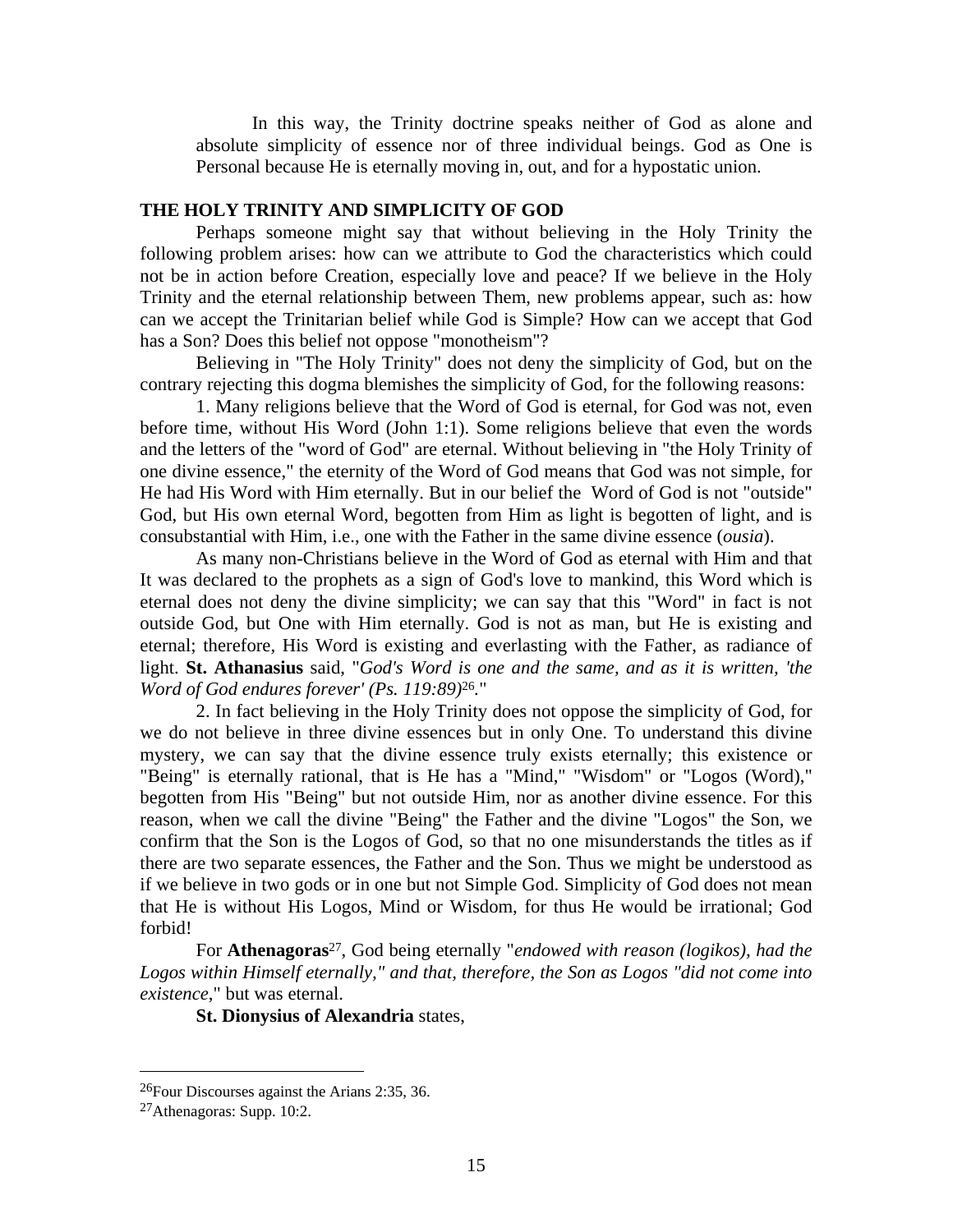In this way, the Trinity doctrine speaks neither of God as alone and absolute simplicity of essence nor of three individual beings. God as One is Personal because He is eternally moving in, out, and for a hypostatic union.

## THE HOLY TRINITY AND SIMPLICITY OF GOD

Perhaps someone might say that without believing in the Holy Trinity the following problem arises: how can we attribute to God the characteristics which could not be in action before Creation, especially love and peace? If we believe in the Holy Trinity and the eternal relationship between Them, new problems appear, such as: how can we accept the Trinitarian belief while God is Simple? How can we accept that God has a Son? Does this belief not oppose "monotheism"?

Believing in "The Holy Trinity" does not deny the simplicity of God, but on the contrary rejecting this dogma blemishes the simplicity of God, for the following reasons:

1. Many religions believe that the Word of God is eternal, for God was not, even before time, without His Word (John 1:1). Some religions believe that even the words and the letters of the "word of God" are eternal. Without believing in "the Holy Trinity of one divine essence," the eternity of the Word of God means that God was not simple, for He had His Word with Him eternally. But in our belief the Word of God is not "outside" God, but His own eternal Word, begotten from Him as light is begotten of light, and is consubstantial with Him, i.e., one with the Father in the same divine essence (*ousia*).

As many non-Christians believe in the Word of God as eternal with Him and that It was declared to the prophets as a sign of God's love to mankind, this Word which is eternal does not deny the divine simplicity; we can say that this "Word" in fact is not outside God, but One with Him eternally. God is not as man, but He is existing and eternal; therefore, His Word is existing and everlasting with the Father, as radiance of light. **St. Athanasius** said, "*God's Word is one and the same, and as it is written, 'the Word of God endures forever' (Ps. 119:89)*[26]."

2. In fact believing in the Holy Trinity does not oppose the simplicity of God, for we do not believe in three divine essences but in only One. To understand this divine mystery, we can say that the divine essence truly exists eternally; this existence or "Being" is eternally rational, that is He has a "Mind," "Wisdom" or "Logos (Word)," begotten from His "Being" but not outside Him, nor as another divine essence. For this reason, when we call the divine "Being" the Father and the divine "Logos" the Son, we confirm that the Son is the Logos of God, so that no one misunderstands the titles as if there are two separate essences, the Father and the Son. Thus we might be understood as if we believe in two gods or in one but not Simple God. Simplicity of God does not mean that He is without His Logos, Mind or Wisdom, for thus He would be irrational; God forbid!

For **Athenagoras**[27], God being eternally "*endowed with reason (logikos), had the Logos within Himself eternally," and that, therefore, the Son as Logos "did not come into existence*," but was eternal.

**St. Dionysius of Alexandria** states,

---

[26]Four Discourses against the Arians 2:35, 36.

[27]Athenagoras: Supp. 10:2.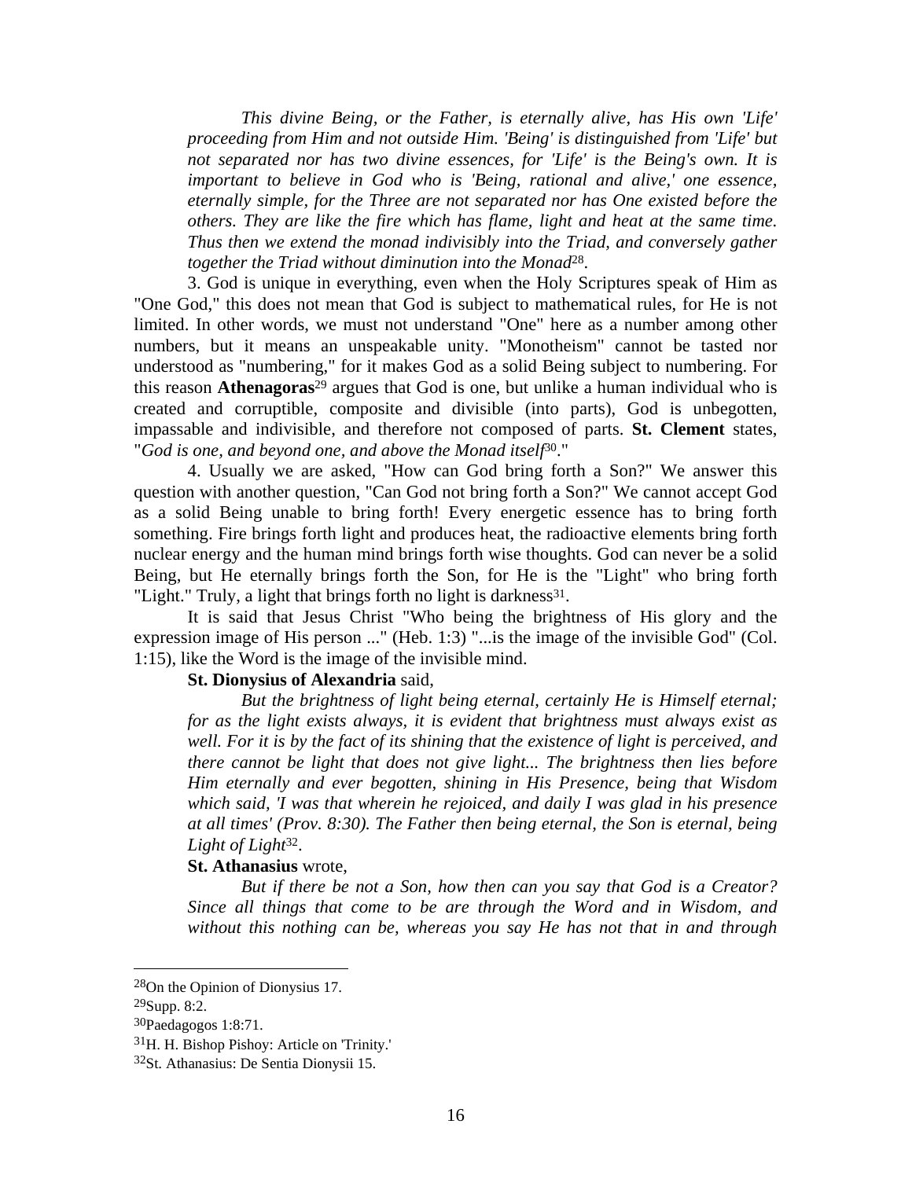*This divine Being, or the Father, is eternally alive, has His own 'Life' proceeding from Him and not outside Him. 'Being' is distinguished from 'Life' but not separated nor has two divine essences, for 'Life' is the Being's own. It is important to believe in God who is 'Being, rational and alive,' one essence, eternally simple, for the Three are not separated nor has One existed before the others. They are like the fire which has flame, light and heat at the same time. Thus then we extend the monad indivisibly into the Triad, and conversely gather together the Triad without diminution into the Monad*[28].

3. God is unique in everything, even when the Holy Scriptures speak of Him as "One God," this does not mean that God is subject to mathematical rules, for He is not limited. In other words, we must not understand "One" here as a number among other numbers, but it means an unspeakable unity. "Monotheism" cannot be tasted nor understood as "numbering," for it makes God as a solid Being subject to numbering. For this reason **Athenagoras**[29] argues that God is one, but unlike a human individual who is created and corruptible, composite and divisible (into parts), God is unbegotten, impassable and indivisible, and therefore not composed of parts. **St. Clement** states, "*God is one, and beyond one, and above the Monad itself*[30]."

4. Usually we are asked, "How can God bring forth a Son?" We answer this question with another question, "Can God not bring forth a Son?" We cannot accept God as a solid Being unable to bring forth! Every energetic essence has to bring forth something. Fire brings forth light and produces heat, the radioactive elements bring forth nuclear energy and the human mind brings forth wise thoughts. God can never be a solid Being, but He eternally brings forth the Son, for He is the "Light" who bring forth "Light." Truly, a light that brings forth no light is darkness[31].

It is said that Jesus Christ "Who being the brightness of His glory and the expression image of His person ..." (Heb. 1:3) "...is the image of the invisible God" (Col. 1:15), like the Word is the image of the invisible mind.

**St. Dionysius of Alexandria** said,

*But the brightness of light being eternal, certainly He is Himself eternal; for as the light exists always, it is evident that brightness must always exist as well. For it is by the fact of its shining that the existence of light is perceived, and there cannot be light that does not give light... The brightness then lies before Him eternally and ever begotten, shining in His Presence, being that Wisdom which said, 'I was that wherein he rejoiced, and daily I was glad in his presence at all times' (Prov. 8:30). The Father then being eternal, the Son is eternal, being Light of Light*[32].

**St. Athanasius** wrote,

*But if there be not a Son, how then can you say that God is a Creator? Since all things that come to be are through the Word and in Wisdom, and without this nothing can be, whereas you say He has not that in and through*

---

[28] On the Opinion of Dionysius 17.

[29] Supp. 8:2.

[30] Paedagogos 1:8:71.

[31] H. H. Bishop Pishoy: Article on 'Trinity.'

[32] St. Athanasius: De Sentia Dionysii 15.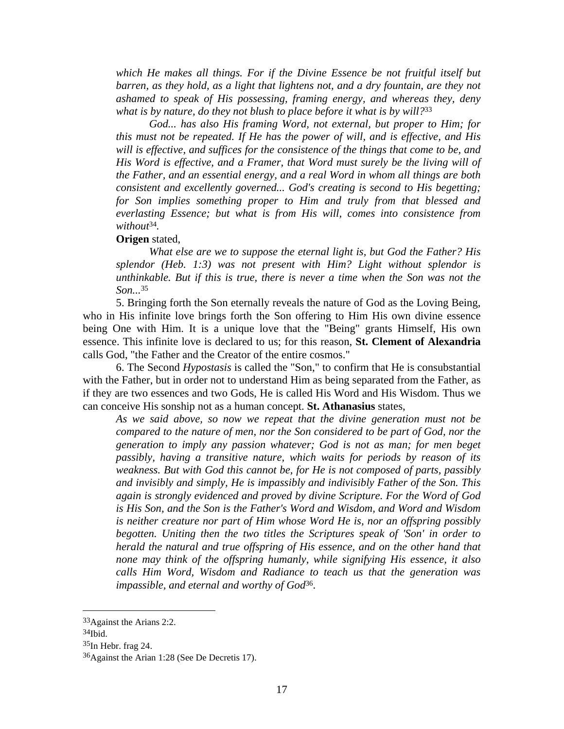*which He makes all things. For if the Divine Essence be not fruitful itself but barren, as they hold, as a light that lightens not, and a dry fountain, are they not ashamed to speak of His possessing, framing energy, and whereas they, deny what is by nature, do they not blush to place before it what is by will?*[33]

*God... has also His framing Word, not external, but proper to Him; for this must not be repeated. If He has the power of will, and is effective, and His will is effective, and suffices for the consistence of the things that come to be, and His Word is effective, and a Framer, that Word must surely be the living will of the Father, and an essential energy, and a real Word in whom all things are both consistent and excellently governed... God's creating is second to His begetting; for Son implies something proper to Him and truly from that blessed and everlasting Essence; but what is from His will, comes into consistence from without*[34].

**Origen** stated,

*What else are we to suppose the eternal light is, but God the Father? His splendor (Heb. 1:3) was not present with Him? Light without splendor is unthinkable. But if this is true, there is never a time when the Son was not the Son...*[35]

5. Bringing forth the Son eternally reveals the nature of God as the Loving Being, who in His infinite love brings forth the Son offering to Him His own divine essence being One with Him. It is a unique love that the "Being" grants Himself, His own essence. This infinite love is declared to us; for this reason, **St. Clement of Alexandria** calls God, "the Father and the Creator of the entire cosmos."

6. The Second *Hypostasis* is called the "Son," to confirm that He is consubstantial with the Father, but in order not to understand Him as being separated from the Father, as if they are two essences and two Gods, He is called His Word and His Wisdom. Thus we can conceive His sonship not as a human concept. **St. Athanasius** states,

*As we said above, so now we repeat that the divine generation must not be compared to the nature of men, nor the Son considered to be part of God, nor the generation to imply any passion whatever; God is not as man; for men beget passibly, having a transitive nature, which waits for periods by reason of its weakness. But with God this cannot be, for He is not composed of parts, passibly and invisibly and simply, He is impassibly and indivisibly Father of the Son. This again is strongly evidenced and proved by divine Scripture. For the Word of God is His Son, and the Son is the Father's Word and Wisdom, and Word and Wisdom is neither creature nor part of Him whose Word He is, nor an offspring possibly begotten. Uniting then the two titles the Scriptures speak of 'Son' in order to herald the natural and true offspring of His essence, and on the other hand that none may think of the offspring humanly, while signifying His essence, it also calls Him Word, Wisdom and Radiance to teach us that the generation was impassible, and eternal and worthy of God*[36].

---

[33] Against the Arians 2:2.

[34] Ibid.

[35] In Hebr. frag 24.

[36] Against the Arian 1:28 (See De Decretis 17).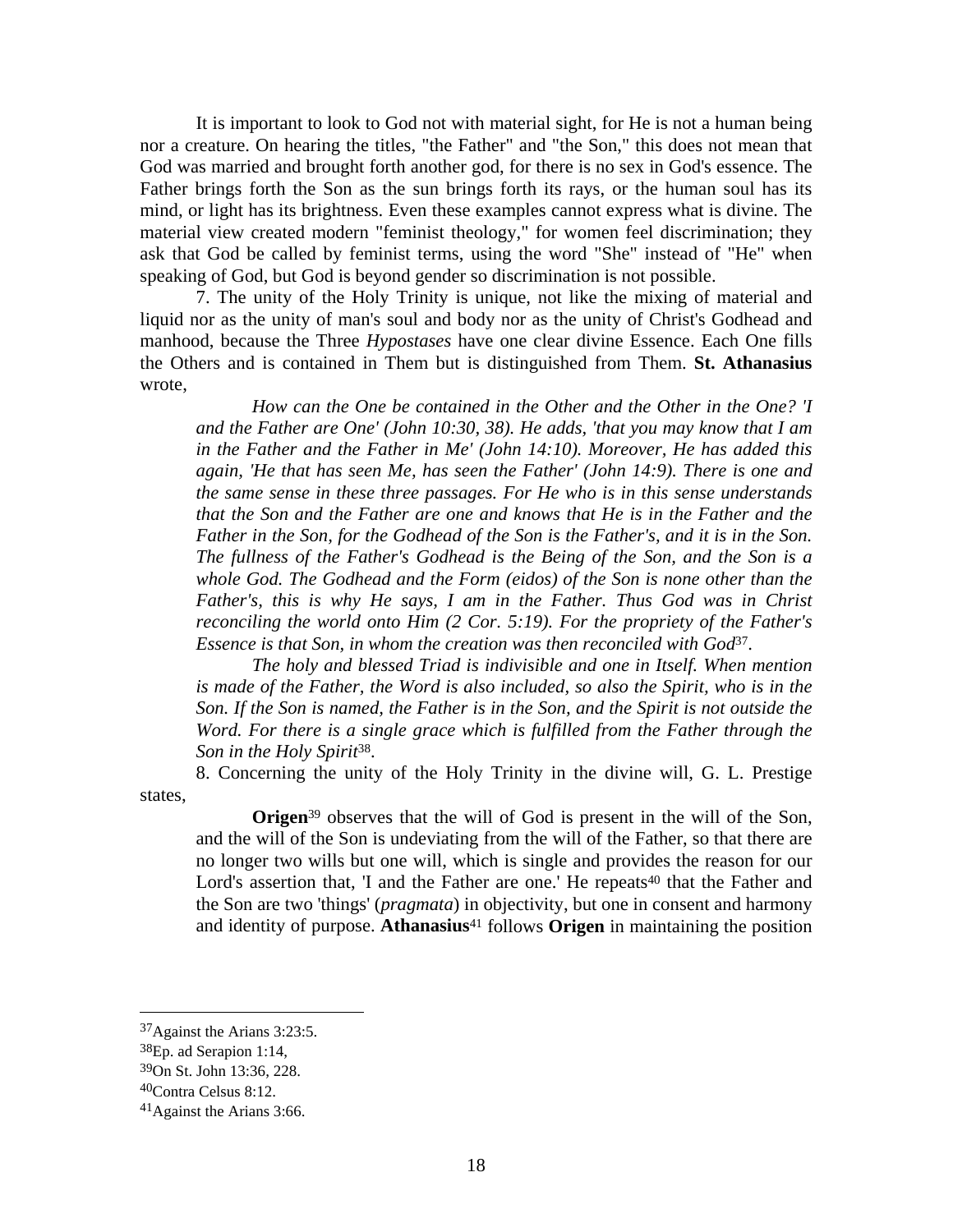It is important to look to God not with material sight, for He is not a human being nor a creature. On hearing the titles, "the Father" and "the Son," this does not mean that God was married and brought forth another god, for there is no sex in God's essence. The Father brings forth the Son as the sun brings forth its rays, or the human soul has its mind, or light has its brightness. Even these examples cannot express what is divine. The material view created modern "feminist theology," for women feel discrimination; they ask that God be called by feminist terms, using the word "She" instead of "He" when speaking of God, but God is beyond gender so discrimination is not possible.

7. The unity of the Holy Trinity is unique, not like the mixing of material and liquid nor as the unity of man's soul and body nor as the unity of Christ's Godhead and manhood, because the Three *Hypostases* have one clear divine Essence. Each One fills the Others and is contained in Them but is distinguished from Them. **St. Athanasius** wrote,

> *How can the One be contained in the Other and the Other in the One? 'I and the Father are One' (John 10:30, 38). He adds, 'that you may know that I am in the Father and the Father in Me' (John 14:10). Moreover, He has added this again, 'He that has seen Me, has seen the Father' (John 14:9). There is one and the same sense in these three passages. For He who is in this sense understands that the Son and the Father are one and knows that He is in the Father and the Father in the Son, for the Godhead of the Son is the Father's, and it is in the Son. The fullness of the Father's Godhead is the Being of the Son, and the Son is a whole God. The Godhead and the Form (eidos) of the Son is none other than the Father's, this is why He says, I am in the Father. Thus God was in Christ reconciling the world onto Him (2 Cor. 5:19). For the propriety of the Father's Essence is that Son, in whom the creation was then reconciled with God*[37].
>
> *The holy and blessed Triad is indivisible and one in Itself. When mention is made of the Father, the Word is also included, so also the Spirit, who is in the Son. If the Son is named, the Father is in the Son, and the Spirit is not outside the Word. For there is a single grace which is fulfilled from the Father through the Son in the Holy Spirit*[38].

8. Concerning the unity of the Holy Trinity in the divine will, G. L. Prestige states,

> **Origen**[39] observes that the will of God is present in the will of the Son, and the will of the Son is undeviating from the will of the Father, so that there are no longer two wills but one will, which is single and provides the reason for our Lord's assertion that, 'I and the Father are one.' He repeats[40] that the Father and the Son are two 'things' (*pragmata*) in objectivity, but one in consent and harmony and identity of purpose. **Athanasius**[41] follows **Origen** in maintaining the position

---

[37] Against the Arians 3:23:5.

[38] Ep. ad Serapion 1:14,

[39] On St. John 13:36, 228.

[40] Contra Celsus 8:12.

[41] Against the Arians 3:66.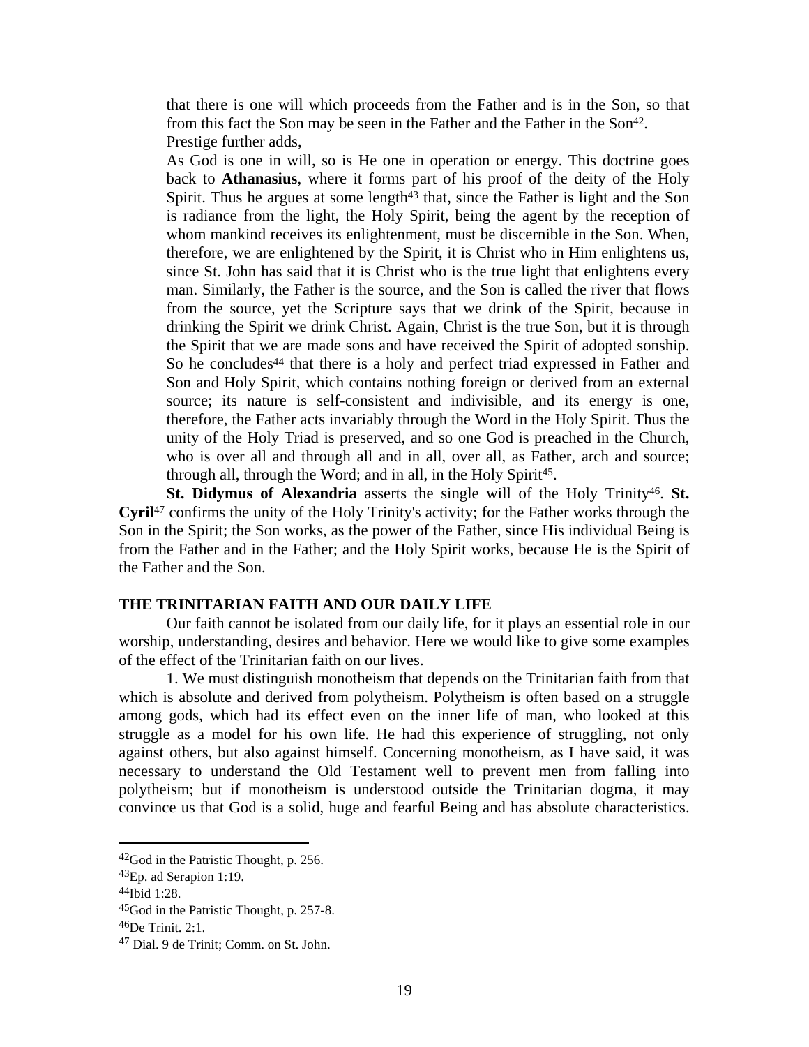> that there is one will which proceeds from the Father and is in the Son, so that from this fact the Son may be seen in the Father and the Father in the Son[42].
>
> Prestige further adds,
>
> As God is one in will, so is He one in operation or energy. This doctrine goes back to **Athanasius**, where it forms part of his proof of the deity of the Holy Spirit. Thus he argues at some length[43] that, since the Father is light and the Son is radiance from the light, the Holy Spirit, being the agent by the reception of whom mankind receives its enlightenment, must be discernible in the Son. When, therefore, we are enlightened by the Spirit, it is Christ who in Him enlightens us, since St. John has said that it is Christ who is the true light that enlightens every man. Similarly, the Father is the source, and the Son is called the river that flows from the source, yet the Scripture says that we drink of the Spirit, because in drinking the Spirit we drink Christ. Again, Christ is the true Son, but it is through the Spirit that we are made sons and have received the Spirit of adopted sonship. So he concludes[44] that there is a holy and perfect triad expressed in Father and Son and Holy Spirit, which contains nothing foreign or derived from an external source; its nature is self-consistent and indivisible, and its energy is one, therefore, the Father acts invariably through the Word in the Holy Spirit. Thus the unity of the Holy Triad is preserved, and so one God is preached in the Church, who is over all and through all and in all, over all, as Father, arch and source; through all, through the Word; and in all, in the Holy Spirit[45].

**St. Didymus of Alexandria** asserts the single will of the Holy Trinity[46]. **St. Cyril**[47] confirms the unity of the Holy Trinity's activity; for the Father works through the Son in the Spirit; the Son works, as the power of the Father, since His individual Being is from the Father and in the Father; and the Holy Spirit works, because He is the Spirit of the Father and the Son.

## THE TRINITARIAN FAITH AND OUR DAILY LIFE

Our faith cannot be isolated from our daily life, for it plays an essential role in our worship, understanding, desires and behavior. Here we would like to give some examples of the effect of the Trinitarian faith on our lives.

1. We must distinguish monotheism that depends on the Trinitarian faith from that which is absolute and derived from polytheism. Polytheism is often based on a struggle among gods, which had its effect even on the inner life of man, who looked at this struggle as a model for his own life. He had this experience of struggling, not only against others, but also against himself. Concerning monotheism, as I have said, it was necessary to understand the Old Testament well to prevent men from falling into polytheism; but if monotheism is understood outside the Trinitarian dogma, it may convince us that God is a solid, huge and fearful Being and has absolute characteristics.

---

[42] God in the Patristic Thought, p. 256.

[43] Ep. ad Serapion 1:19.

[44] Ibid 1:28.

[45] God in the Patristic Thought, p. 257-8.

[46] De Trinit. 2:1.

[47] Dial. 9 de Trinit; Comm. on St. John.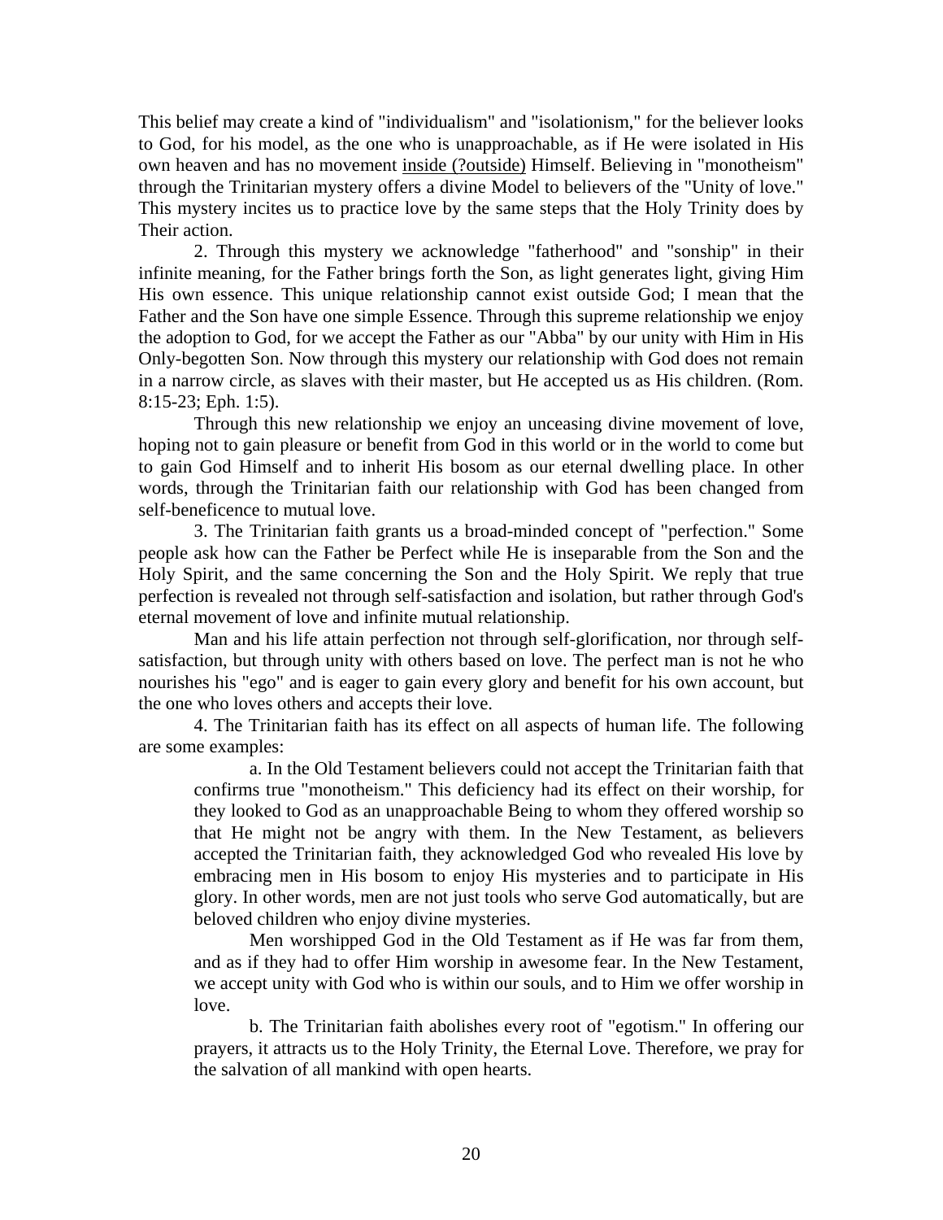This belief may create a kind of "individualism" and "isolationism," for the believer looks to God, for his model, as the one who is unapproachable, as if He were isolated in His own heaven and has no movement <u>inside (?outside)</u> Himself. Believing in "monotheism" through the Trinitarian mystery offers a divine Model to believers of the "Unity of love." This mystery incites us to practice love by the same steps that the Holy Trinity does by Their action.

2. Through this mystery we acknowledge "fatherhood" and "sonship" in their infinite meaning, for the Father brings forth the Son, as light generates light, giving Him His own essence. This unique relationship cannot exist outside God; I mean that the Father and the Son have one simple Essence. Through this supreme relationship we enjoy the adoption to God, for we accept the Father as our "Abba" by our unity with Him in His Only-begotten Son. Now through this mystery our relationship with God does not remain in a narrow circle, as slaves with their master, but He accepted us as His children. (Rom. 8:15-23; Eph. 1:5).

Through this new relationship we enjoy an unceasing divine movement of love, hoping not to gain pleasure or benefit from God in this world or in the world to come but to gain God Himself and to inherit His bosom as our eternal dwelling place. In other words, through the Trinitarian faith our relationship with God has been changed from self-beneficence to mutual love.

3. The Trinitarian faith grants us a broad-minded concept of "perfection." Some people ask how can the Father be Perfect while He is inseparable from the Son and the Holy Spirit, and the same concerning the Son and the Holy Spirit. We reply that true perfection is revealed not through self-satisfaction and isolation, but rather through God's eternal movement of love and infinite mutual relationship.

Man and his life attain perfection not through self-glorification, nor through self-satisfaction, but through unity with others based on love. The perfect man is not he who nourishes his "ego" and is eager to gain every glory and benefit for his own account, but the one who loves others and accepts their love.

4. The Trinitarian faith has its effect on all aspects of human life. The following are some examples:

> a. In the Old Testament believers could not accept the Trinitarian faith that confirms true "monotheism." This deficiency had its effect on their worship, for they looked to God as an unapproachable Being to whom they offered worship so that He might not be angry with them. In the New Testament, as believers accepted the Trinitarian faith, they acknowledged God who revealed His love by embracing men in His bosom to enjoy His mysteries and to participate in His glory. In other words, men are not just tools who serve God automatically, but are beloved children who enjoy divine mysteries.
>
> Men worshipped God in the Old Testament as if He was far from them, and as if they had to offer Him worship in awesome fear. In the New Testament, we accept unity with God who is within our souls, and to Him we offer worship in love.
>
> b. The Trinitarian faith abolishes every root of "egotism." In offering our prayers, it attracts us to the Holy Trinity, the Eternal Love. Therefore, we pray for the salvation of all mankind with open hearts.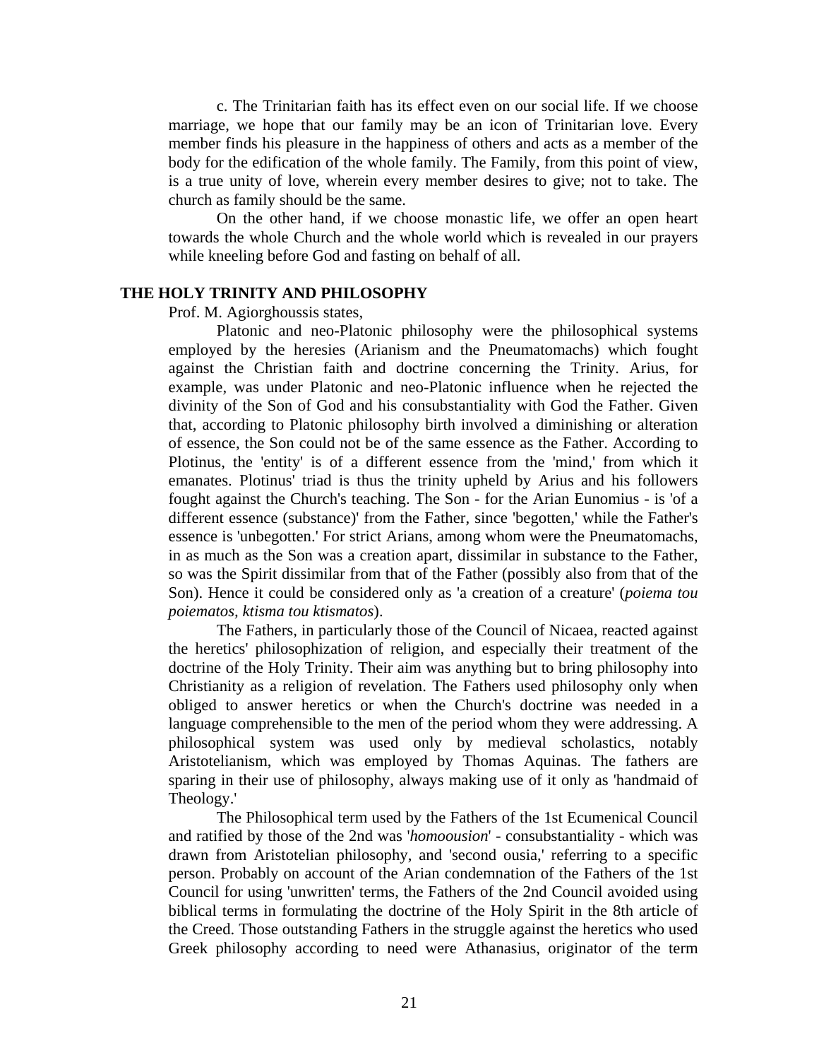c. The Trinitarian faith has its effect even on our social life. If we choose marriage, we hope that our family may be an icon of Trinitarian love. Every member finds his pleasure in the happiness of others and acts as a member of the body for the edification of the whole family. The Family, from this point of view, is a true unity of love, wherein every member desires to give; not to take. The church as family should be the same.

On the other hand, if we choose monastic life, we offer an open heart towards the whole Church and the whole world which is revealed in our prayers while kneeling before God and fasting on behalf of all.

## THE HOLY TRINITY AND PHILOSOPHY

Prof. M. Agiorghoussis states,

> Platonic and neo-Platonic philosophy were the philosophical systems employed by the heresies (Arianism and the Pneumatomachs) which fought against the Christian faith and doctrine concerning the Trinity. Arius, for example, was under Platonic and neo-Platonic influence when he rejected the divinity of the Son of God and his consubstantiality with God the Father. Given that, according to Platonic philosophy birth involved a diminishing or alteration of essence, the Son could not be of the same essence as the Father. According to Plotinus, the 'entity' is of a different essence from the 'mind,' from which it emanates. Plotinus' triad is thus the trinity upheld by Arius and his followers fought against the Church's teaching. The Son - for the Arian Eunomius - is 'of a different essence (substance)' from the Father, since 'begotten,' while the Father's essence is 'unbegotten.' For strict Arians, among whom were the Pneumatomachs, in as much as the Son was a creation apart, dissimilar in substance to the Father, so was the Spirit dissimilar from that of the Father (possibly also from that of the Son). Hence it could be considered only as 'a creation of a creature' (*poiema tou poiematos*, *ktisma tou ktismatos*).
>
> The Fathers, in particularly those of the Council of Nicaea, reacted against the heretics' philosophization of religion, and especially their treatment of the doctrine of the Holy Trinity. Their aim was anything but to bring philosophy into Christianity as a religion of revelation. The Fathers used philosophy only when obliged to answer heretics or when the Church's doctrine was needed in a language comprehensible to the men of the period whom they were addressing. A philosophical system was used only by medieval scholastics, notably Aristotelianism, which was employed by Thomas Aquinas. The fathers are sparing in their use of philosophy, always making use of it only as 'handmaid of Theology.'
>
> The Philosophical term used by the Fathers of the 1st Ecumenical Council and ratified by those of the 2nd was '*homoousion*' - consubstantiality - which was drawn from Aristotelian philosophy, and 'second ousia,' referring to a specific person. Probably on account of the Arian condemnation of the Fathers of the 1st Council for using 'unwritten' terms, the Fathers of the 2nd Council avoided using biblical terms in formulating the doctrine of the Holy Spirit in the 8th article of the Creed. Those outstanding Fathers in the struggle against the heretics who used Greek philosophy according to need were Athanasius, originator of the term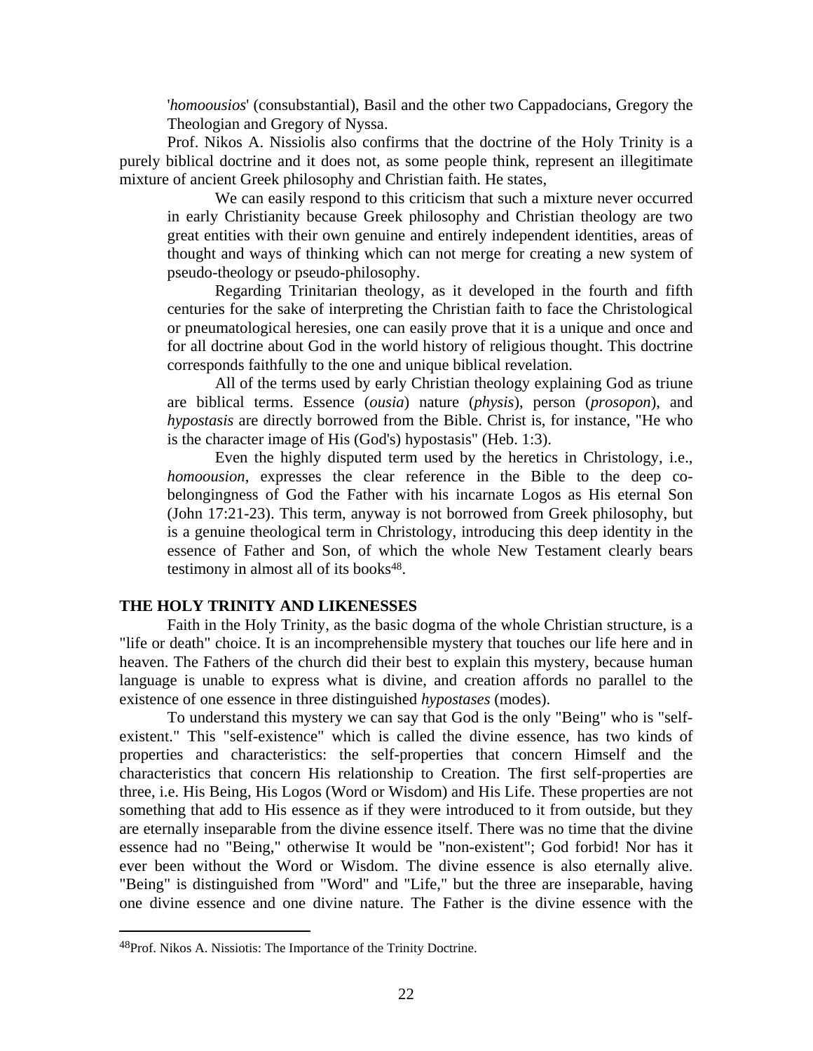'*homoousios*' (consubstantial), Basil and the other two Cappadocians, Gregory the Theologian and Gregory of Nyssa.

Prof. Nikos A. Nissiolis also confirms that the doctrine of the Holy Trinity is a purely biblical doctrine and it does not, as some people think, represent an illegitimate mixture of ancient Greek philosophy and Christian faith. He states,

> We can easily respond to this criticism that such a mixture never occurred in early Christianity because Greek philosophy and Christian theology are two great entities with their own genuine and entirely independent identities, areas of thought and ways of thinking which can not merge for creating a new system of pseudo-theology or pseudo-philosophy.
>
> Regarding Trinitarian theology, as it developed in the fourth and fifth centuries for the sake of interpreting the Christian faith to face the Christological or pneumatological heresies, one can easily prove that it is a unique and once and for all doctrine about God in the world history of religious thought. This doctrine corresponds faithfully to the one and unique biblical revelation.
>
> All of the terms used by early Christian theology explaining God as triune are biblical terms. Essence (*ousia*) nature (*physis*), person (*prosopon*), and *hypostasis* are directly borrowed from the Bible. Christ is, for instance, "He who is the character image of His (God's) hypostasis" (Heb. 1:3).
>
> Even the highly disputed term used by the heretics in Christology, i.e., *homoousion*, expresses the clear reference in the Bible to the deep co-belongingness of God the Father with his incarnate Logos as His eternal Son (John 17:21-23). This term, anyway is not borrowed from Greek philosophy, but is a genuine theological term in Christology, introducing this deep identity in the essence of Father and Son, of which the whole New Testament clearly bears testimony in almost all of its books[48].

## THE HOLY TRINITY AND LIKENESSES

Faith in the Holy Trinity, as the basic dogma of the whole Christian structure, is a "life or death" choice. It is an incomprehensible mystery that touches our life here and in heaven. The Fathers of the church did their best to explain this mystery, because human language is unable to express what is divine, and creation affords no parallel to the existence of one essence in three distinguished *hypostases* (modes).

To understand this mystery we can say that God is the only "Being" who is "self-existent." This "self-existence" which is called the divine essence, has two kinds of properties and characteristics: the self-properties that concern Himself and the characteristics that concern His relationship to Creation. The first self-properties are three, i.e. His Being, His Logos (Word or Wisdom) and His Life. These properties are not something that add to His essence as if they were introduced to it from outside, but they are eternally inseparable from the divine essence itself. There was no time that the divine essence had no "Being," otherwise It would be "non-existent"; God forbid! Nor has it ever been without the Word or Wisdom. The divine essence is also eternally alive. "Being" is distinguished from "Word" and "Life," but the three are inseparable, having one divine essence and one divine nature. The Father is the divine essence with the

---

[48] Prof. Nikos A. Nissiotis: The Importance of the Trinity Doctrine.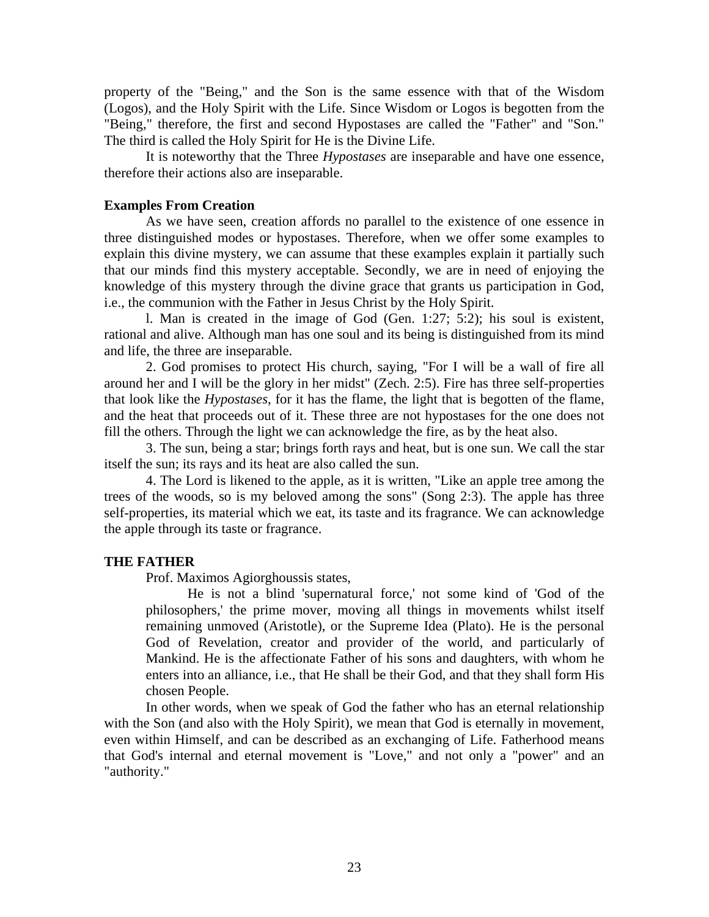property of the "Being," and the Son is the same essence with that of the Wisdom (Logos), and the Holy Spirit with the Life. Since Wisdom or Logos is begotten from the "Being," therefore, the first and second Hypostases are called the "Father" and "Son." The third is called the Holy Spirit for He is the Divine Life.

It is noteworthy that the Three *Hypostases* are inseparable and have one essence, therefore their actions also are inseparable.

**Examples From Creation**

As we have seen, creation affords no parallel to the existence of one essence in three distinguished modes or hypostases. Therefore, when we offer some examples to explain this divine mystery, we can assume that these examples explain it partially such that our minds find this mystery acceptable. Secondly, we are in need of enjoying the knowledge of this mystery through the divine grace that grants us participation in God, i.e., the communion with the Father in Jesus Christ by the Holy Spirit.

l. Man is created in the image of God (Gen. 1:27; 5:2); his soul is existent, rational and alive. Although man has one soul and its being is distinguished from its mind and life, the three are inseparable.

2. God promises to protect His church, saying, "For I will be a wall of fire all around her and I will be the glory in her midst" (Zech. 2:5). Fire has three self-properties that look like the *Hypostases*, for it has the flame, the light that is begotten of the flame, and the heat that proceeds out of it. These three are not hypostases for the one does not fill the others. Through the light we can acknowledge the fire, as by the heat also.

3. The sun, being a star; brings forth rays and heat, but is one sun. We call the star itself the sun; its rays and its heat are also called the sun.

4. The Lord is likened to the apple, as it is written, "Like an apple tree among the trees of the woods, so is my beloved among the sons" (Song 2:3). The apple has three self-properties, its material which we eat, its taste and its fragrance. We can acknowledge the apple through its taste or fragrance.

**THE FATHER**

Prof. Maximos Agiorghoussis states,

> He is not a blind 'supernatural force,' not some kind of 'God of the philosophers,' the prime mover, moving all things in movements whilst itself remaining unmoved (Aristotle), or the Supreme Idea (Plato). He is the personal God of Revelation, creator and provider of the world, and particularly of Mankind. He is the affectionate Father of his sons and daughters, with whom he enters into an alliance, i.e., that He shall be their God, and that they shall form His chosen People.

In other words, when we speak of God the father who has an eternal relationship with the Son (and also with the Holy Spirit), we mean that God is eternally in movement, even within Himself, and can be described as an exchanging of Life. Fatherhood means that God's internal and eternal movement is "Love," and not only a "power" and an "authority."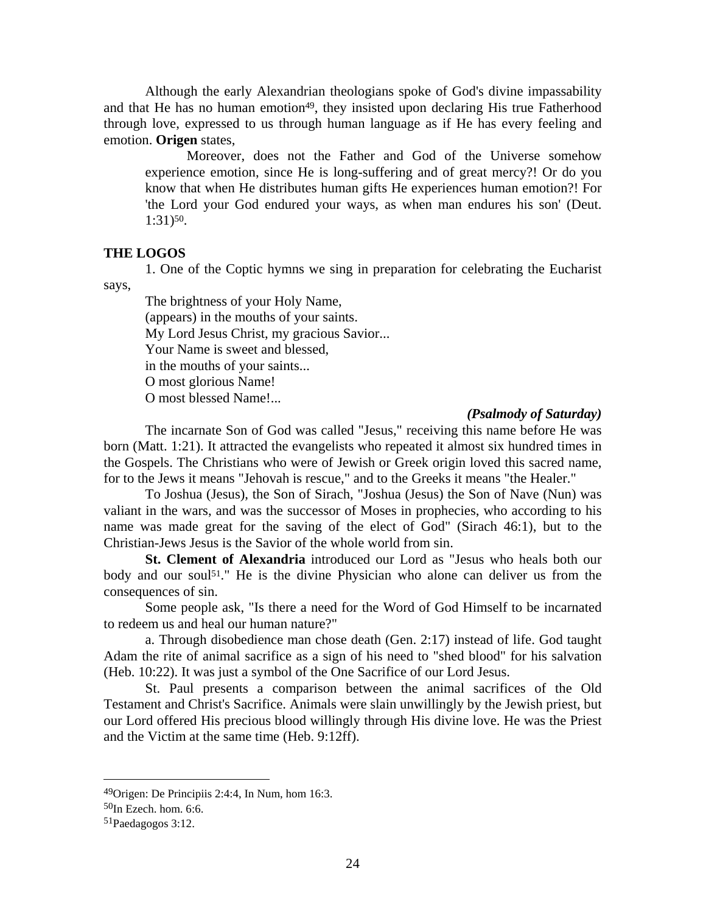Although the early Alexandrian theologians spoke of God's divine impassability and that He has no human emotion[49], they insisted upon declaring His true Fatherhood through love, expressed to us through human language as if He has every feeling and emotion. **Origen** states,

> Moreover, does not the Father and God of the Universe somehow experience emotion, since He is long-suffering and of great mercy?! Or do you know that when He distributes human gifts He experiences human emotion?! For 'the Lord your God endured your ways, as when man endures his son' (Deut. 1:31)[50].

**THE LOGOS**

1. One of the Coptic hymns we sing in preparation for celebrating the Eucharist says,

> The brightness of your Holy Name,
> (appears) in the mouths of your saints.
> My Lord Jesus Christ, my gracious Savior...
> Your Name is sweet and blessed,
> in the mouths of your saints...
> O most glorious Name!
> O most blessed Name!...
>
> ***(Psalmody of Saturday)***

The incarnate Son of God was called "Jesus," receiving this name before He was born (Matt. 1:21). It attracted the evangelists who repeated it almost six hundred times in the Gospels. The Christians who were of Jewish or Greek origin loved this sacred name, for to the Jews it means "Jehovah is rescue," and to the Greeks it means "the Healer."

To Joshua (Jesus), the Son of Sirach, "Joshua (Jesus) the Son of Nave (Nun) was valiant in the wars, and was the successor of Moses in prophecies, who according to his name was made great for the saving of the elect of God" (Sirach 46:1), but to the Christian-Jews Jesus is the Savior of the whole world from sin.

**St. Clement of Alexandria** introduced our Lord as "Jesus who heals both our body and our soul[51]." He is the divine Physician who alone can deliver us from the consequences of sin.

Some people ask, "Is there a need for the Word of God Himself to be incarnated to redeem us and heal our human nature?"

a. Through disobedience man chose death (Gen. 2:17) instead of life. God taught Adam the rite of animal sacrifice as a sign of his need to "shed blood" for his salvation (Heb. 10:22). It was just a symbol of the One Sacrifice of our Lord Jesus.

St. Paul presents a comparison between the animal sacrifices of the Old Testament and Christ's Sacrifice. Animals were slain unwillingly by the Jewish priest, but our Lord offered His precious blood willingly through His divine love. He was the Priest and the Victim at the same time (Heb. 9:12ff).

---

[49] Origen: De Principiis 2:4:4, In Num, hom 16:3.

[50] In Ezech. hom. 6:6.

[51] Paedagogos 3:12.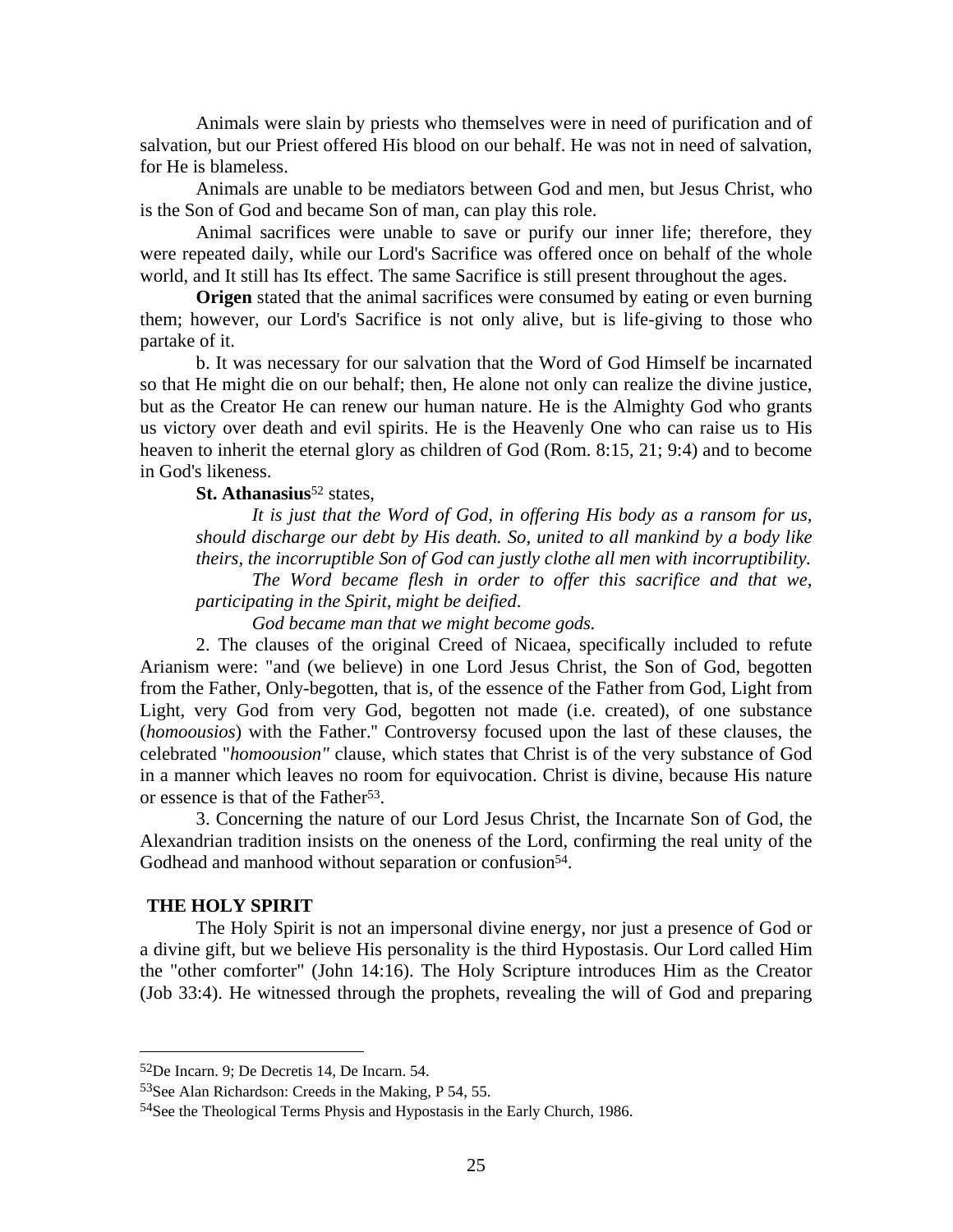Animals were slain by priests who themselves were in need of purification and of salvation, but our Priest offered His blood on our behalf. He was not in need of salvation, for He is blameless.

Animals are unable to be mediators between God and men, but Jesus Christ, who is the Son of God and became Son of man, can play this role.

Animal sacrifices were unable to save or purify our inner life; therefore, they were repeated daily, while our Lord's Sacrifice was offered once on behalf of the whole world, and It still has Its effect. The same Sacrifice is still present throughout the ages.

**Origen** stated that the animal sacrifices were consumed by eating or even burning them; however, our Lord's Sacrifice is not only alive, but is life-giving to those who partake of it.

b. It was necessary for our salvation that the Word of God Himself be incarnated so that He might die on our behalf; then, He alone not only can realize the divine justice, but as the Creator He can renew our human nature. He is the Almighty God who grants us victory over death and evil spirits. He is the Heavenly One who can raise us to His heaven to inherit the eternal glory as children of God (Rom. 8:15, 21; 9:4) and to become in God's likeness.

**St. Athanasius**[52] states,

> *It is just that the Word of God, in offering His body as a ransom for us, should discharge our debt by His death. So, united to all mankind by a body like theirs, the incorruptible Son of God can justly clothe all men with incorruptibility.*
>
> *The Word became flesh in order to offer this sacrifice and that we, participating in the Spirit, might be deified.*
>
> *God became man that we might become gods.*

2. The clauses of the original Creed of Nicaea, specifically included to refute Arianism were: "and (we believe) in one Lord Jesus Christ, the Son of God, begotten from the Father, Only-begotten, that is, of the essence of the Father from God, Light from Light, very God from very God, begotten not made (i.e. created), of one substance (*homoousios*) with the Father." Controversy focused upon the last of these clauses, the celebrated "*homoousion"* clause, which states that Christ is of the very substance of God in a manner which leaves no room for equivocation. Christ is divine, because His nature or essence is that of the Father[53].

3. Concerning the nature of our Lord Jesus Christ, the Incarnate Son of God, the Alexandrian tradition insists on the oneness of the Lord, confirming the real unity of the Godhead and manhood without separation or confusion[54].

## THE HOLY SPIRIT

The Holy Spirit is not an impersonal divine energy, nor just a presence of God or a divine gift, but we believe His personality is the third Hypostasis. Our Lord called Him the "other comforter" (John 14:16). The Holy Scripture introduces Him as the Creator (Job 33:4). He witnessed through the prophets, revealing the will of God and preparing

---

[52]De Incarn. 9; De Decretis 14, De Incarn. 54.

[53]See Alan Richardson: Creeds in the Making, P 54, 55.

[54]See the Theological Terms Physis and Hypostasis in the Early Church, 1986.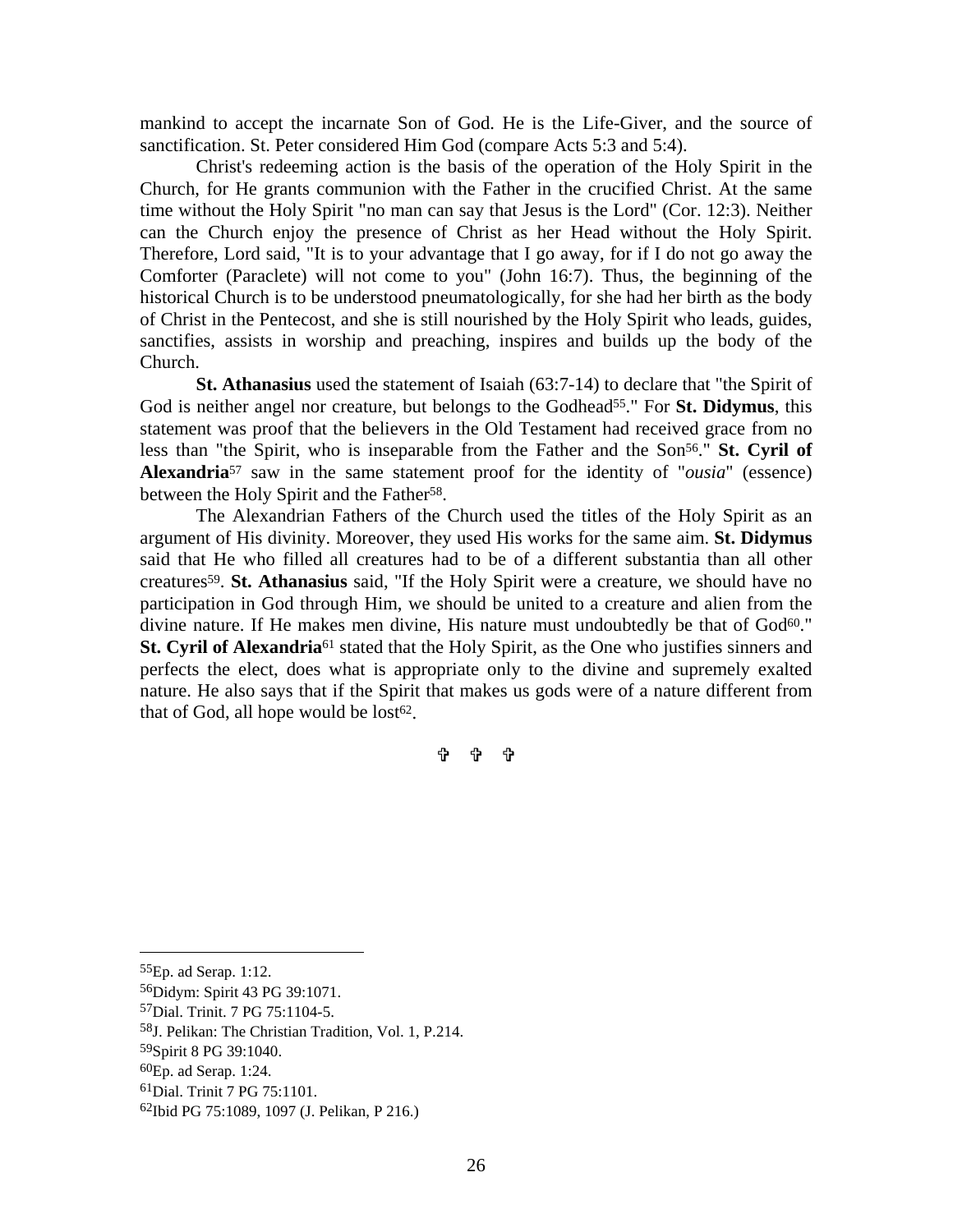mankind to accept the incarnate Son of God. He is the Life-Giver, and the source of sanctification. St. Peter considered Him God (compare Acts 5:3 and 5:4).

Christ's redeeming action is the basis of the operation of the Holy Spirit in the Church, for He grants communion with the Father in the crucified Christ. At the same time without the Holy Spirit "no man can say that Jesus is the Lord" (Cor. 12:3). Neither can the Church enjoy the presence of Christ as her Head without the Holy Spirit. Therefore, Lord said, "It is to your advantage that I go away, for if I do not go away the Comforter (Paraclete) will not come to you" (John 16:7). Thus, the beginning of the historical Church is to be understood pneumatologically, for she had her birth as the body of Christ in the Pentecost, and she is still nourished by the Holy Spirit who leads, guides, sanctifies, assists in worship and preaching, inspires and builds up the body of the Church.

**St. Athanasius** used the statement of Isaiah (63:7-14) to declare that "the Spirit of God is neither angel nor creature, but belongs to the Godhead[55]." For **St. Didymus**, this statement was proof that the believers in the Old Testament had received grace from no less than "the Spirit, who is inseparable from the Father and the Son[56]." **St. Cyril of Alexandria**[57] saw in the same statement proof for the identity of "*ousia*" (essence) between the Holy Spirit and the Father[58].

The Alexandrian Fathers of the Church used the titles of the Holy Spirit as an argument of His divinity. Moreover, they used His works for the same aim. **St. Didymus** said that He who filled all creatures had to be of a different substantia than all other creatures[59]. **St. Athanasius** said, "If the Holy Spirit were a creature, we should have no participation in God through Him, we should be united to a creature and alien from the divine nature. If He makes men divine, His nature must undoubtedly be that of God[60]." **St. Cyril of Alexandria**[61] stated that the Holy Spirit, as the One who justifies sinners and perfects the elect, does what is appropriate only to the divine and supremely exalted nature. He also says that if the Spirit that makes us gods were of a nature different from that of God, all hope would be lost[62].

✞ ✞ ✞

---

[55]Ep. ad Serap. 1:12.

[56]Didym: Spirit 43 PG 39:1071.

[57]Dial. Trinit. 7 PG 75:1104-5.

[58]J. Pelikan: The Christian Tradition, Vol. 1, P.214.

[59]Spirit 8 PG 39:1040.

[60]Ep. ad Serap. 1:24.

[61]Dial. Trinit 7 PG 75:1101.

[62]Ibid PG 75:1089, 1097 (J. Pelikan, P 216.)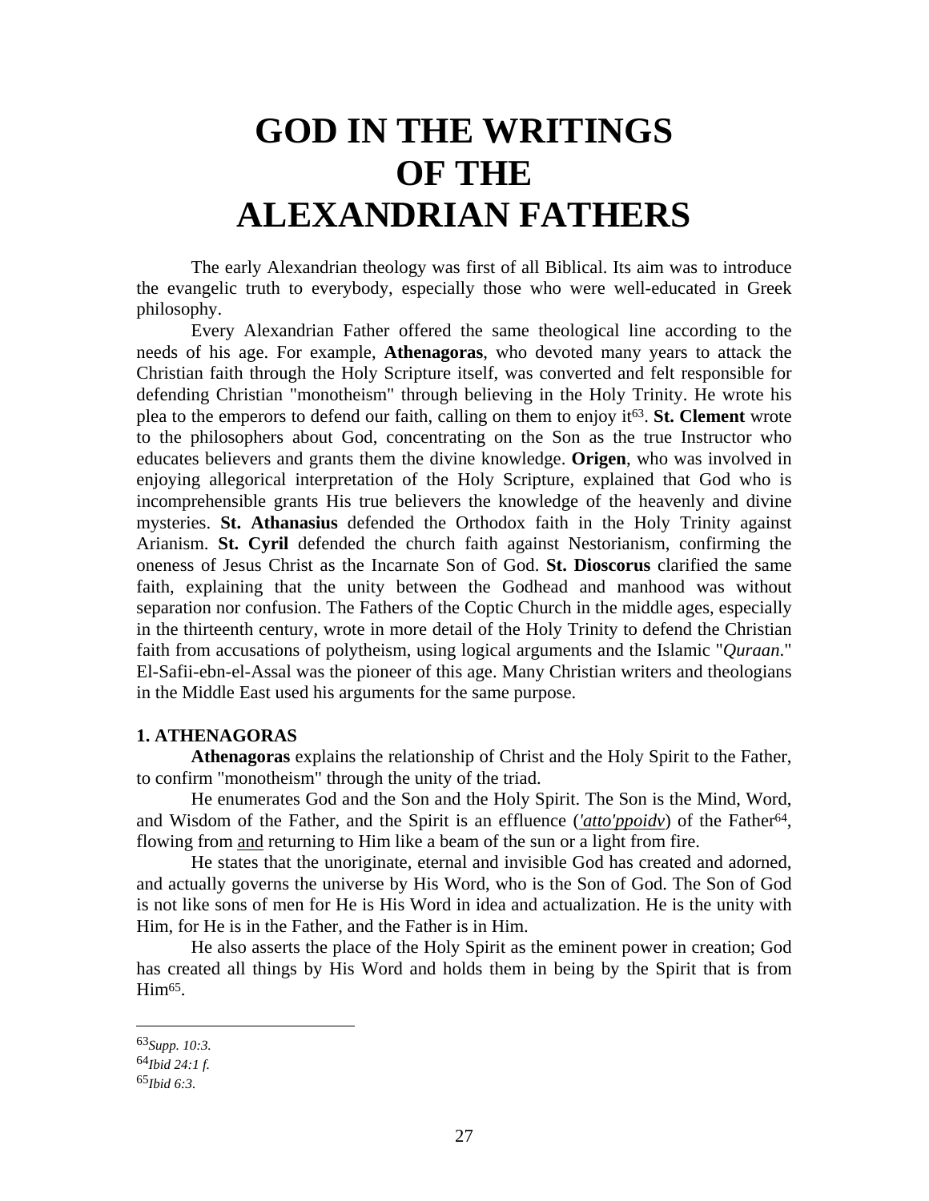# GOD IN THE WRITINGS OF THE ALEXANDRIAN FATHERS

The early Alexandrian theology was first of all Biblical. Its aim was to introduce the evangelic truth to everybody, especially those who were well-educated in Greek philosophy.

Every Alexandrian Father offered the same theological line according to the needs of his age. For example, **Athenagoras**, who devoted many years to attack the Christian faith through the Holy Scripture itself, was converted and felt responsible for defending Christian "monotheism" through believing in the Holy Trinity. He wrote his plea to the emperors to defend our faith, calling on them to enjoy it[63]. **St. Clement** wrote to the philosophers about God, concentrating on the Son as the true Instructor who educates believers and grants them the divine knowledge. **Origen**, who was involved in enjoying allegorical interpretation of the Holy Scripture, explained that God who is incomprehensible grants His true believers the knowledge of the heavenly and divine mysteries. **St. Athanasius** defended the Orthodox faith in the Holy Trinity against Arianism. **St. Cyril** defended the church faith against Nestorianism, confirming the oneness of Jesus Christ as the Incarnate Son of God. **St. Dioscorus** clarified the same faith, explaining that the unity between the Godhead and manhood was without separation nor confusion. The Fathers of the Coptic Church in the middle ages, especially in the thirteenth century, wrote in more detail of the Holy Trinity to defend the Christian faith from accusations of polytheism, using logical arguments and the Islamic "*Quraan*." El-Safii-ebn-el-Assal was the pioneer of this age. Many Christian writers and theologians in the Middle East used his arguments for the same purpose.

### 1. ATHENAGORAS

**Athenagoras** explains the relationship of Christ and the Holy Spirit to the Father, to confirm "monotheism" through the unity of the triad.

He enumerates God and the Son and the Holy Spirit. The Son is the Mind, Word, and Wisdom of the Father, and the Spirit is an effluence (*'atto'ppoidv*) of the Father[64], flowing from and returning to Him like a beam of the sun or a light from fire.

He states that the unoriginate, eternal and invisible God has created and adorned, and actually governs the universe by His Word, who is the Son of God. The Son of God is not like sons of men for He is His Word in idea and actualization. He is the unity with Him, for He is in the Father, and the Father is in Him.

He also asserts the place of the Holy Spirit as the eminent power in creation; God has created all things by His Word and holds them in being by the Spirit that is from Him[65].

---

[63] *Supp. 10:3.*

[64] *Ibid 24:1 f.*

[65] *Ibid 6:3.*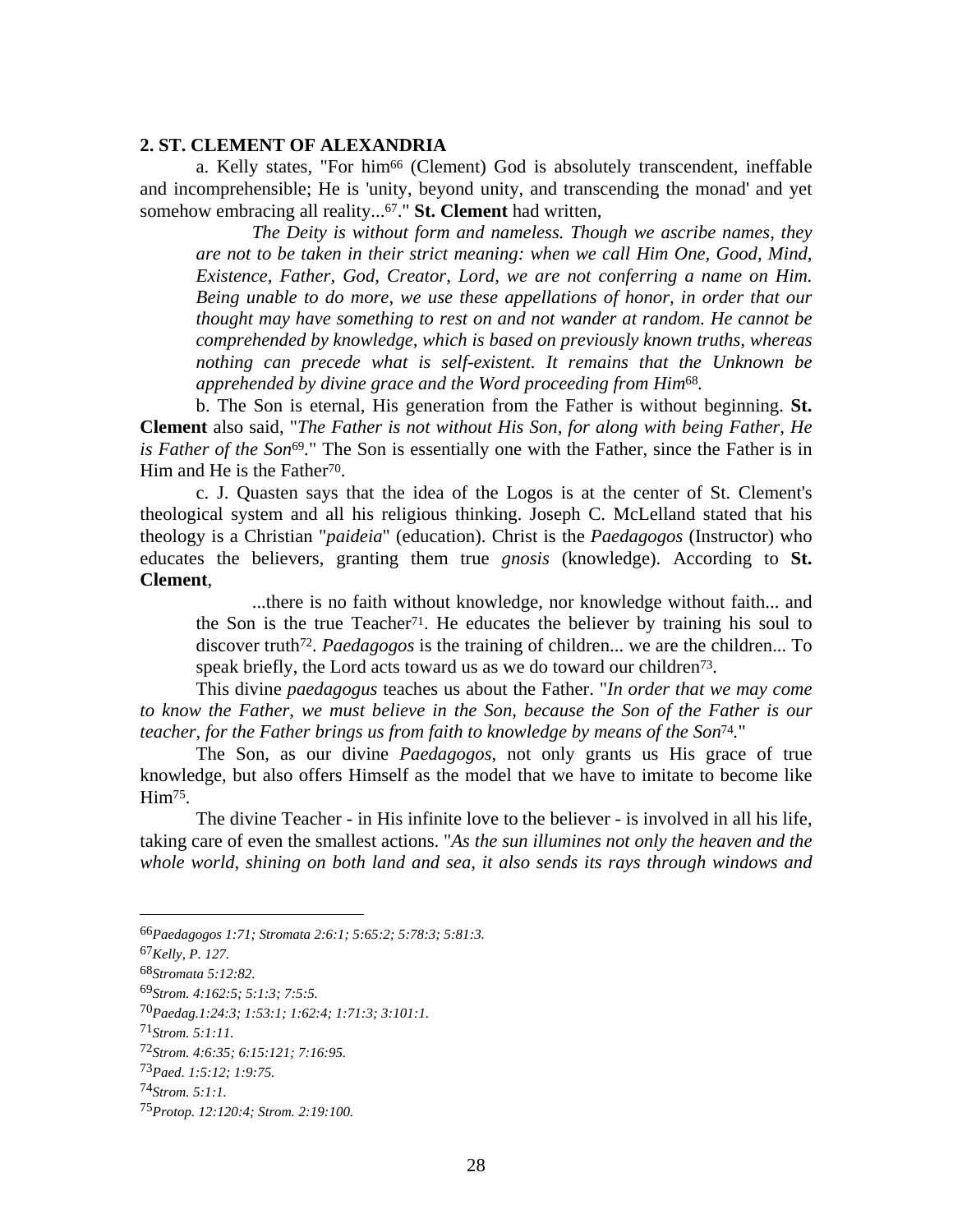## 2. ST. CLEMENT OF ALEXANDRIA

a. Kelly states, "For him[66] (Clement) God is absolutely transcendent, ineffable and incomprehensible; He is 'unity, beyond unity, and transcending the monad' and yet somehow embracing all reality...[67]." **St. Clement** had written,

> *The Deity is without form and nameless. Though we ascribe names, they are not to be taken in their strict meaning: when we call Him One, Good, Mind, Existence, Father, God, Creator, Lord, we are not conferring a name on Him. Being unable to do more, we use these appellations of honor, in order that our thought may have something to rest on and not wander at random. He cannot be comprehended by knowledge, which is based on previously known truths, whereas nothing can precede what is self-existent. It remains that the Unknown be apprehended by divine grace and the Word proceeding from Him*[68].

b. The Son is eternal, His generation from the Father is without beginning. **St. Clement** also said, "*The Father is not without His Son, for along with being Father, He is Father of the Son*[69]." The Son is essentially one with the Father, since the Father is in Him and He is the Father[70].

c. J. Quasten says that the idea of the Logos is at the center of St. Clement's theological system and all his religious thinking. Joseph C. McLelland stated that his theology is a Christian "*paideia*" (education). Christ is the *Paedagogos* (Instructor) who educates the believers, granting them true *gnosis* (knowledge). According to **St. Clement**,

> ...there is no faith without knowledge, nor knowledge without faith... and the Son is the true Teacher[71]. He educates the believer by training his soul to discover truth[72]. *Paedagogos* is the training of children... we are the children... To speak briefly, the Lord acts toward us as we do toward our children[73].

This divine *paedagogus* teaches us about the Father. "*In order that we may come to know the Father, we must believe in the Son, because the Son of the Father is our teacher, for the Father brings us from faith to knowledge by means of the Son*[74]."

The Son, as our divine *Paedagogos*, not only grants us His grace of true knowledge, but also offers Himself as the model that we have to imitate to become like Him[75].

The divine Teacher - in His infinite love to the believer - is involved in all his life, taking care of even the smallest actions. "*As the sun illumines not only the heaven and the whole world, shining on both land and sea, it also sends its rays through windows and*

---

66 *Paedagogos 1:71; Stromata 2:6:1; 5:65:2; 5:78:3; 5:81:3.*

67 *Kelly, P. 127.*

68 *Stromata 5:12:82.*

69 *Strom. 4:162:5; 5:1:3; 7:5:5.*

70 *Paedag.1:24:3; 1:53:1; 1:62:4; 1:71:3; 3:101:1.*

71 *Strom. 5:1:11.*

72 *Strom. 4:6:35; 6:15:121; 7:16:95.*

73 *Paed. 1:5:12; 1:9:75.*

74 *Strom. 5:1:1.*

75 *Protop. 12:120:4; Strom. 2:19:100.*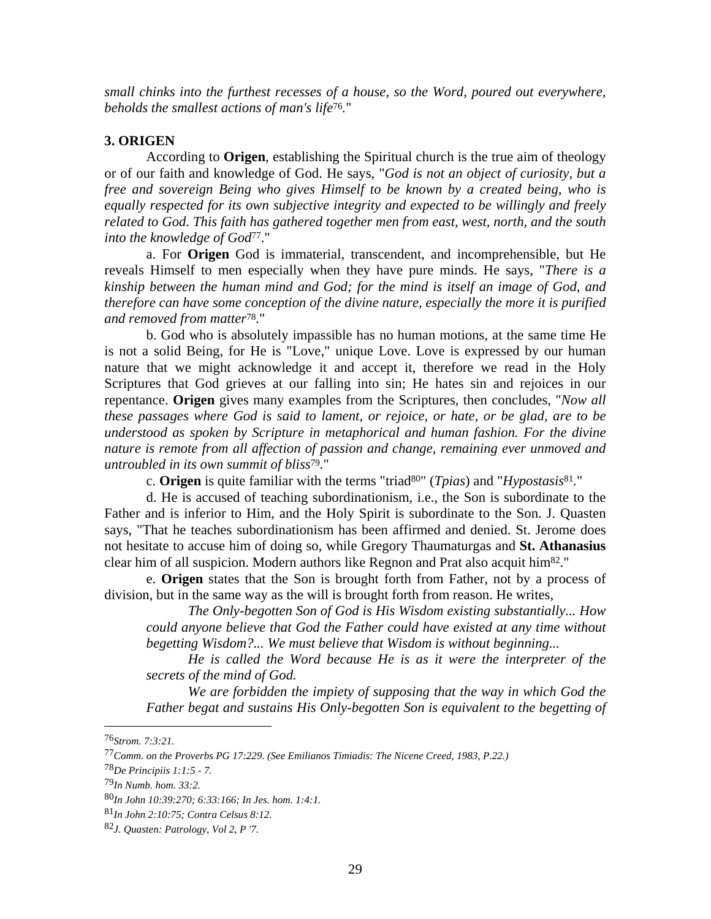*small chinks into the furthest recesses of a house, so the Word, poured out everywhere, beholds the smallest actions of man's life*[76]."

**3. ORIGEN**

According to **Origen**, establishing the Spiritual church is the true aim of theology or of our faith and knowledge of God. He says, "*God is not an object of curiosity, but a free and sovereign Being who gives Himself to be known by a created being, who is equally respected for its own subjective integrity and expected to be willingly and freely related to God. This faith has gathered together men from east, west, north, and the south into the knowledge of God*[77]."

a. For **Origen** God is immaterial, transcendent, and incomprehensible, but He reveals Himself to men especially when they have pure minds. He says, "*There is a kinship between the human mind and God; for the mind is itself an image of God, and therefore can have some conception of the divine nature, especially the more it is purified and removed from matter*[78]."

b. God who is absolutely impassible has no human motions, at the same time He is not a solid Being, for He is "Love," unique Love. Love is expressed by our human nature that we might acknowledge it and accept it, therefore we read in the Holy Scriptures that God grieves at our falling into sin; He hates sin and rejoices in our repentance. **Origen** gives many examples from the Scriptures, then concludes, "*Now all these passages where God is said to lament, or rejoice, or hate, or be glad, are to be understood as spoken by Scripture in metaphorical and human fashion. For the divine nature is remote from all affection of passion and change, remaining ever unmoved and untroubled in its own summit of bliss*[79]."

c. **Origen** is quite familiar with the terms "triad[80]" (*Tpias*) and "*Hypostasis*[81]."

d. He is accused of teaching subordinationism, i.e., the Son is subordinate to the Father and is inferior to Him, and the Holy Spirit is subordinate to the Son. J. Quasten says, "That he teaches subordinationism has been affirmed and denied. St. Jerome does not hesitate to accuse him of doing so, while Gregory Thaumaturgas and **St. Athanasius** clear him of all suspicion. Modern authors like Regnon and Prat also acquit him[82]."

e. **Origen** states that the Son is brought forth from Father, not by a process of division, but in the same way as the will is brought forth from reason. He writes,

> *The Only-begotten Son of God is His Wisdom existing substantially... How could anyone believe that God the Father could have existed at any time without begetting Wisdom?... We must believe that Wisdom is without beginning...*
>
> *He is called the Word because He is as it were the interpreter of the secrets of the mind of God.*
>
> *We are forbidden the impiety of supposing that the way in which God the Father begat and sustains His Only-begotten Son is equivalent to the begetting of*

---

[76] *Strom. 7:3:21.*

[77] *Comm. on the Proverbs PG 17:229. (See Emilianos Timiadis: The Nicene Creed, 1983, P.22.)*

[78] *De Principiis 1:1:5 - 7.*

[79] *In Numb. hom. 33:2.*

[80] *In John 10:39:270; 6:33:166; In Jes. hom. 1:4:1.*

[81] *In John 2:10:75; Contra Celsus 8:12.*

[82] *J. Quasten: Patrology, Vol 2, P '7.*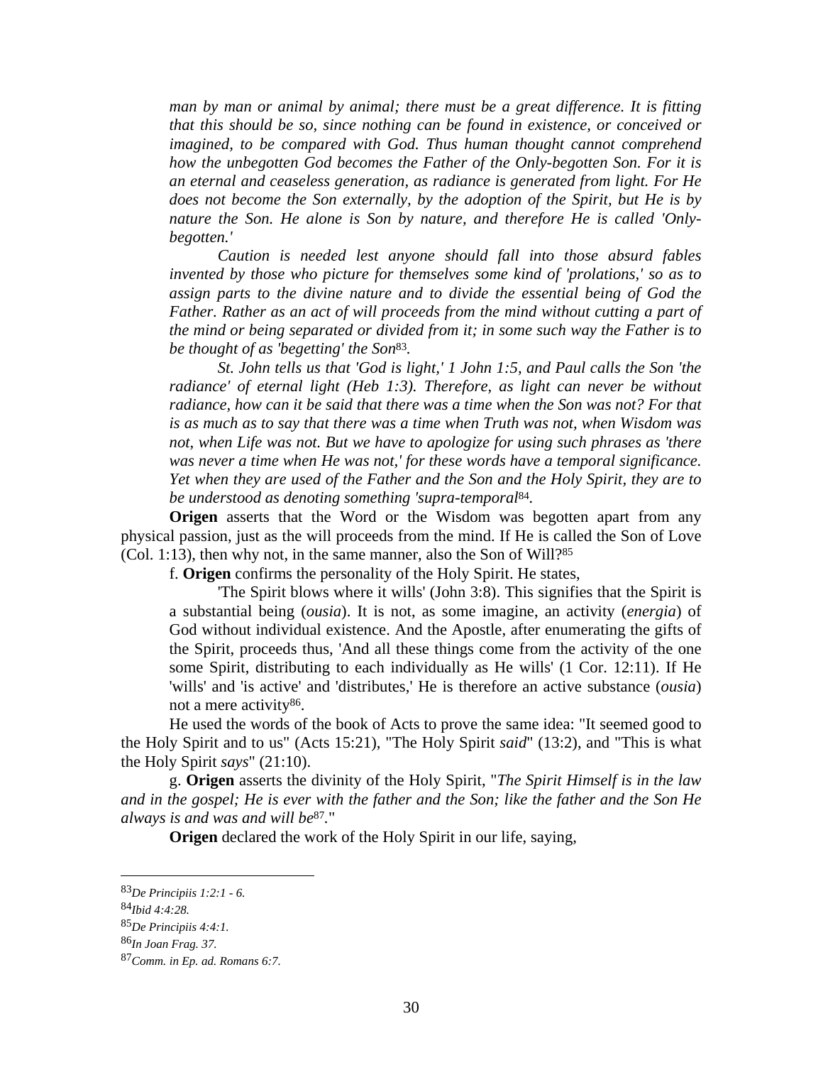*man by man or animal by animal; there must be a great difference. It is fitting that this should be so, since nothing can be found in existence, or conceived or imagined, to be compared with God. Thus human thought cannot comprehend how the unbegotten God becomes the Father of the Only-begotten Son. For it is an eternal and ceaseless generation, as radiance is generated from light. For He does not become the Son externally, by the adoption of the Spirit, but He is by nature the Son. He alone is Son by nature, and therefore He is called 'Only-begotten.'*

*Caution is needed lest anyone should fall into those absurd fables invented by those who picture for themselves some kind of 'prolations,' so as to assign parts to the divine nature and to divide the essential being of God the Father. Rather as an act of will proceeds from the mind without cutting a part of the mind or being separated or divided from it; in some such way the Father is to be thought of as 'begetting' the Son*[83]*.*

*St. John tells us that 'God is light,' 1 John 1:5, and Paul calls the Son 'the radiance' of eternal light (Heb 1:3). Therefore, as light can never be without radiance, how can it be said that there was a time when the Son was not? For that is as much as to say that there was a time when Truth was not, when Wisdom was not, when Life was not. But we have to apologize for using such phrases as 'there was never a time when He was not,' for these words have a temporal significance. Yet when they are used of the Father and the Son and the Holy Spirit, they are to be understood as denoting something 'supra-temporal*[84]*.*

**Origen** asserts that the Word or the Wisdom was begotten apart from any physical passion, just as the will proceeds from the mind. If He is called the Son of Love (Col. 1:13), then why not, in the same manner, also the Son of Will?[85]

f. **Origen** confirms the personality of the Holy Spirit. He states,

'The Spirit blows where it wills' (John 3:8). This signifies that the Spirit is a substantial being (*ousia*). It is not, as some imagine, an activity (*energia*) of God without individual existence. And the Apostle, after enumerating the gifts of the Spirit, proceeds thus, 'And all these things come from the activity of the one some Spirit, distributing to each individually as He wills' (1 Cor. 12:11). If He 'wills' and 'is active' and 'distributes,' He is therefore an active substance (*ousia*) not a mere activity[86].

He used the words of the book of Acts to prove the same idea: "It seemed good to the Holy Spirit and to us" (Acts 15:21), "The Holy Spirit *said*" (13:2), and "This is what the Holy Spirit *says*" (21:10).

g. **Origen** asserts the divinity of the Holy Spirit, "*The Spirit Himself is in the law and in the gospel; He is ever with the father and the Son; like the father and the Son He always is and was and will be*[87]."

**Origen** declared the work of the Holy Spirit in our life, saying,

---

[83]*De Principiis 1:2:1 - 6.*

[84]*Ibid 4:4:28.*

[85]*De Principiis 4:4:1.*

[86]*In Joan Frag. 37.*

[87]*Comm. in Ep. ad. Romans 6:7.*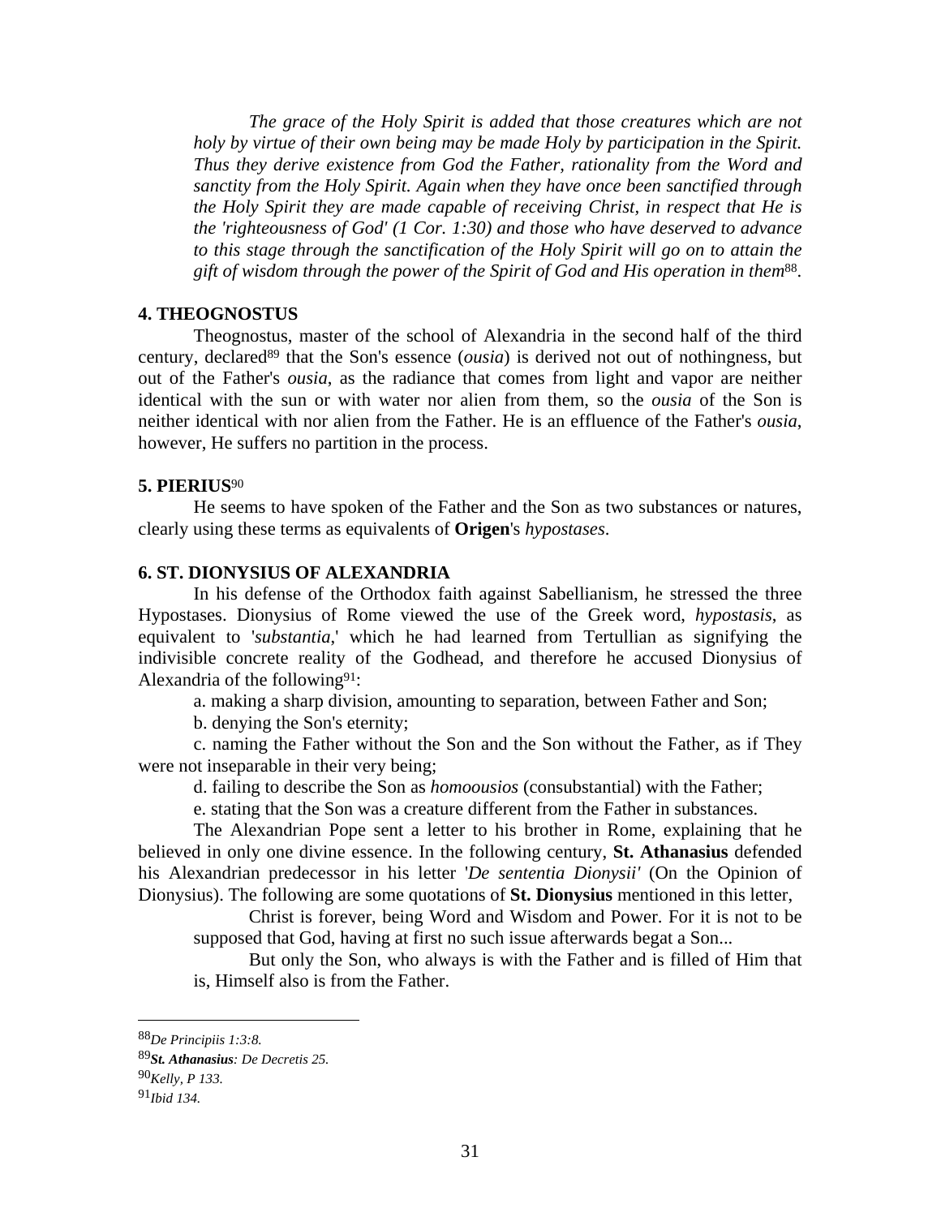*The grace of the Holy Spirit is added that those creatures which are not holy by virtue of their own being may be made Holy by participation in the Spirit. Thus they derive existence from God the Father, rationality from the Word and sanctity from the Holy Spirit. Again when they have once been sanctified through the Holy Spirit they are made capable of receiving Christ, in respect that He is the 'righteousness of God' (1 Cor. 1:30) and those who have deserved to advance to this stage through the sanctification of the Holy Spirit will go on to attain the gift of wisdom through the power of the Spirit of God and His operation in them*[88].

**4. THEOGNOSTUS**

Theognostus, master of the school of Alexandria in the second half of the third century, declared[89] that the Son's essence (*ousia*) is derived not out of nothingness, but out of the Father's *ousia*, as the radiance that comes from light and vapor are neither identical with the sun or with water nor alien from them, so the *ousia* of the Son is neither identical with nor alien from the Father. He is an effluence of the Father's *ousia*, however, He suffers no partition in the process.

**5. PIERIUS**[90]

He seems to have spoken of the Father and the Son as two substances or natures, clearly using these terms as equivalents of **Origen**'s *hypostases*.

**6. ST. DIONYSIUS OF ALEXANDRIA**

In his defense of the Orthodox faith against Sabellianism, he stressed the three Hypostases. Dionysius of Rome viewed the use of the Greek word, *hypostasis*, as equivalent to '*substantia*,' which he had learned from Tertullian as signifying the indivisible concrete reality of the Godhead, and therefore he accused Dionysius of Alexandria of the following[91]:

a. making a sharp division, amounting to separation, between Father and Son;

b. denying the Son's eternity;

c. naming the Father without the Son and the Son without the Father, as if They were not inseparable in their very being;

d. failing to describe the Son as *homoousios* (consubstantial) with the Father;

e. stating that the Son was a creature different from the Father in substances.

The Alexandrian Pope sent a letter to his brother in Rome, explaining that he believed in only one divine essence. In the following century, **St. Athanasius** defended his Alexandrian predecessor in his letter '*De sententia Dionysii*' (On the Opinion of Dionysius). The following are some quotations of **St. Dionysius** mentioned in this letter,

> Christ is forever, being Word and Wisdom and Power. For it is not to be supposed that God, having at first no such issue afterwards begat a Son...
>
> But only the Son, who always is with the Father and is filled of Him that is, Himself also is from the Father.

---

[88] *De Principiis 1:3:8.*

[89] ***St. Athanasius**: De Decretis 25.*

[90] *Kelly, P 133.*

[91] *Ibid 134.*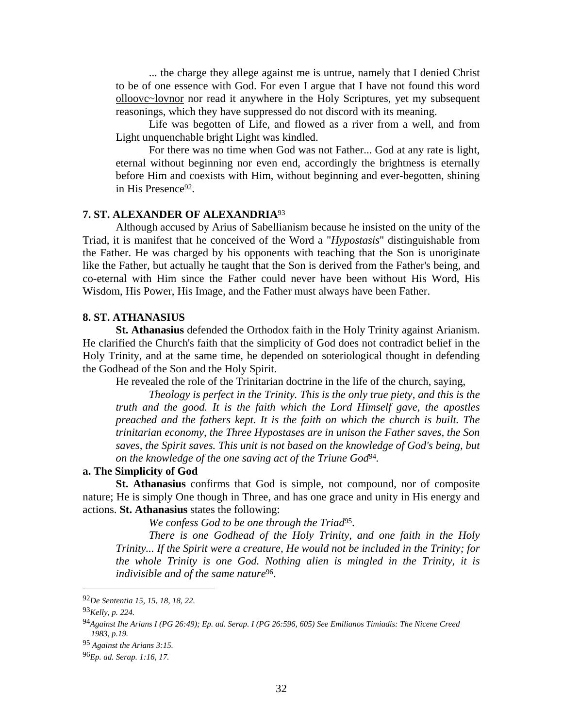... the charge they allege against me is untrue, namely that I denied Christ to be of one essence with God. For even I argue that I have not found this word olloovc~lovnor nor read it anywhere in the Holy Scriptures, yet my subsequent reasonings, which they have suppressed do not discord with its meaning.

Life was begotten of Life, and flowed as a river from a well, and from Light unquenchable bright Light was kindled.

For there was no time when God was not Father... God at any rate is light, eternal without beginning nor even end, accordingly the brightness is eternally before Him and coexists with Him, without beginning and ever-begotten, shining in His Presence[92].

### 7. ST. ALEXANDER OF ALEXANDRIA[93]

Although accused by Arius of Sabellianism because he insisted on the unity of the Triad, it is manifest that he conceived of the Word a "*Hypostasis*" distinguishable from the Father. He was charged by his opponents with teaching that the Son is unoriginate like the Father, but actually he taught that the Son is derived from the Father's being, and co-eternal with Him since the Father could never have been without His Word, His Wisdom, His Power, His Image, and the Father must always have been Father.

### 8. ST. ATHANASIUS

**St. Athanasius** defended the Orthodox faith in the Holy Trinity against Arianism. He clarified the Church's faith that the simplicity of God does not contradict belief in the Holy Trinity, and at the same time, he depended on soteriological thought in defending the Godhead of the Son and the Holy Spirit.

He revealed the role of the Trinitarian doctrine in the life of the church, saying,

*Theology is perfect in the Trinity. This is the only true piety, and this is the truth and the good. It is the faith which the Lord Himself gave, the apostles preached and the fathers kept. It is the faith on which the church is built. The trinitarian economy, the Three Hypostases are in unison the Father saves, the Son saves, the Spirit saves. This unit is not based on the knowledge of God's being, but on the knowledge of the one saving act of the Triune God*[94].

#### a. The Simplicity of God

**St. Athanasius** confirms that God is simple, not compound, nor of composite nature; He is simply One though in Three, and has one grace and unity in His energy and actions. **St. Athanasius** states the following:

*We confess God to be one through the Triad*[95].

*There is one Godhead of the Holy Trinity, and one faith in the Holy Trinity... If the Spirit were a creature, He would not be included in the Trinity; for the whole Trinity is one God. Nothing alien is mingled in the Trinity, it is indivisible and of the same nature*[96].

---

[92] *De Sententia 15, 15, 18, 18, 22.*

[93] *Kelly, p. 224.*

[94] *Against Ihe Arians I (PG 26:49); Ep. ad. Serap. I (PG 26:596, 605) See Emilianos Timiadis: The Nicene Creed 1983, p.19.*

[95] *Against the Arians 3:15.*

[96] *Ep. ad. Serap. 1:16, 17.*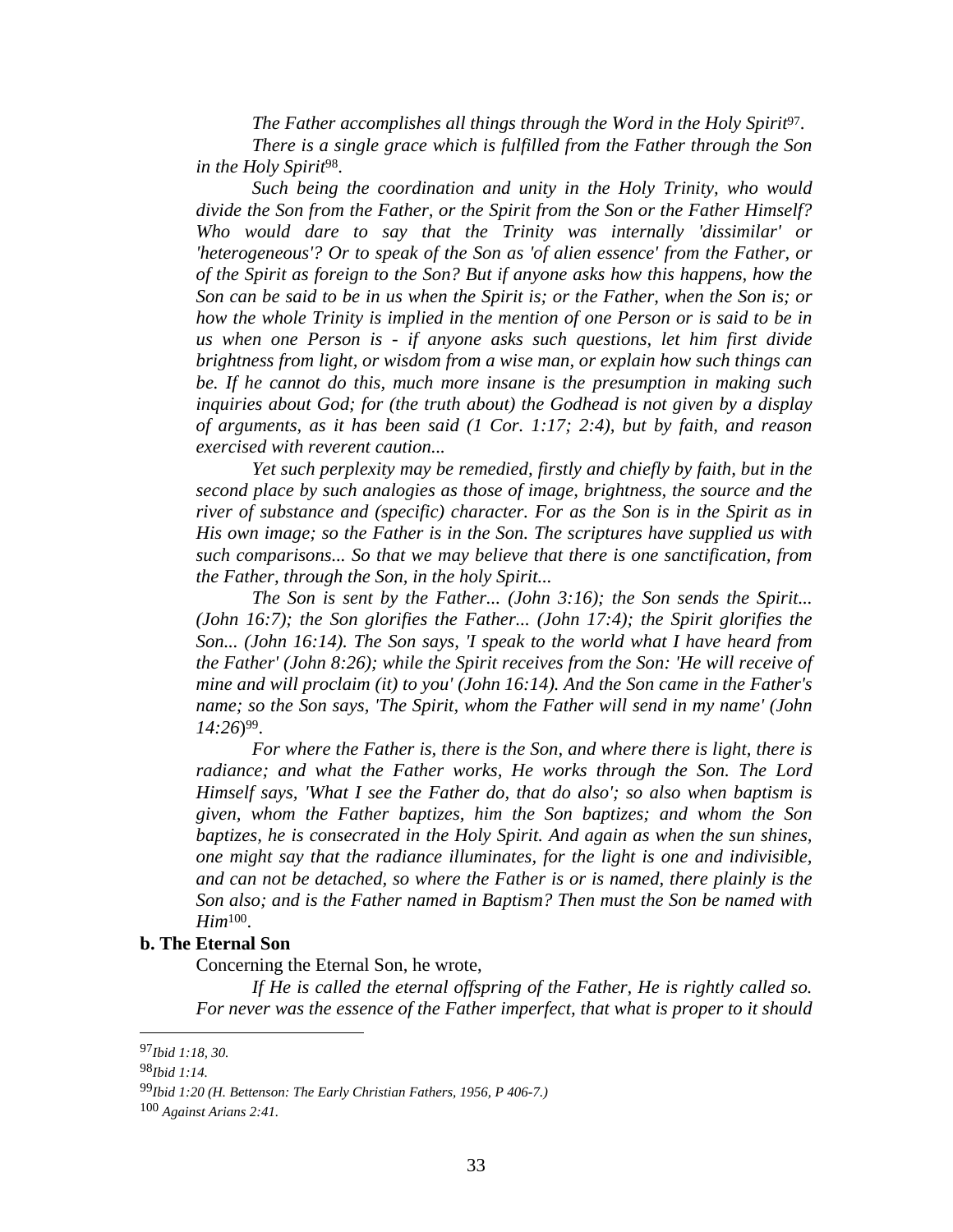*The Father accomplishes all things through the Word in the Holy Spirit*[97].

*There is a single grace which is fulfilled from the Father through the Son in the Holy Spirit*[98].

*Such being the coordination and unity in the Holy Trinity, who would divide the Son from the Father, or the Spirit from the Son or the Father Himself? Who would dare to say that the Trinity was internally 'dissimilar' or 'heterogeneous'? Or to speak of the Son as 'of alien essence' from the Father, or of the Spirit as foreign to the Son? But if anyone asks how this happens, how the Son can be said to be in us when the Spirit is; or the Father, when the Son is; or how the whole Trinity is implied in the mention of one Person or is said to be in us when one Person is - if anyone asks such questions, let him first divide brightness from light, or wisdom from a wise man, or explain how such things can be. If he cannot do this, much more insane is the presumption in making such inquiries about God; for (the truth about) the Godhead is not given by a display of arguments, as it has been said (1 Cor. 1:17; 2:4), but by faith, and reason exercised with reverent caution...*

*Yet such perplexity may be remedied, firstly and chiefly by faith, but in the second place by such analogies as those of image, brightness, the source and the river of substance and (specific) character. For as the Son is in the Spirit as in His own image; so the Father is in the Son. The scriptures have supplied us with such comparisons... So that we may believe that there is one sanctification, from the Father, through the Son, in the holy Spirit...*

*The Son is sent by the Father... (John 3:16); the Son sends the Spirit... (John 16:7); the Son glorifies the Father... (John 17:4); the Spirit glorifies the Son... (John 16:14). The Son says, 'I speak to the world what I have heard from the Father' (John 8:26); while the Spirit receives from the Son: 'He will receive of mine and will proclaim (it) to you' (John 16:14). And the Son came in the Father's name; so the Son says, 'The Spirit, whom the Father will send in my name' (John 14:26)*[99].

*For where the Father is, there is the Son, and where there is light, there is radiance; and what the Father works, He works through the Son. The Lord Himself says, 'What I see the Father do, that do also'; so also when baptism is given, whom the Father baptizes, him the Son baptizes; and whom the Son baptizes, he is consecrated in the Holy Spirit. And again as when the sun shines, one might say that the radiance illuminates, for the light is one and indivisible, and can not be detached, so where the Father is or is named, there plainly is the Son also; and is the Father named in Baptism? Then must the Son be named with Him*[100].

**b. The Eternal Son**

Concerning the Eternal Son, he wrote,

*If He is called the eternal offspring of the Father, He is rightly called so. For never was the essence of the Father imperfect, that what is proper to it should*

---

[97] *Ibid 1:18, 30.*

[98] *Ibid 1:14.*

[99] *Ibid 1:20 (H. Bettenson: The Early Christian Fathers, 1956, P 406-7.)*

[100] *Against Arians 2:41.*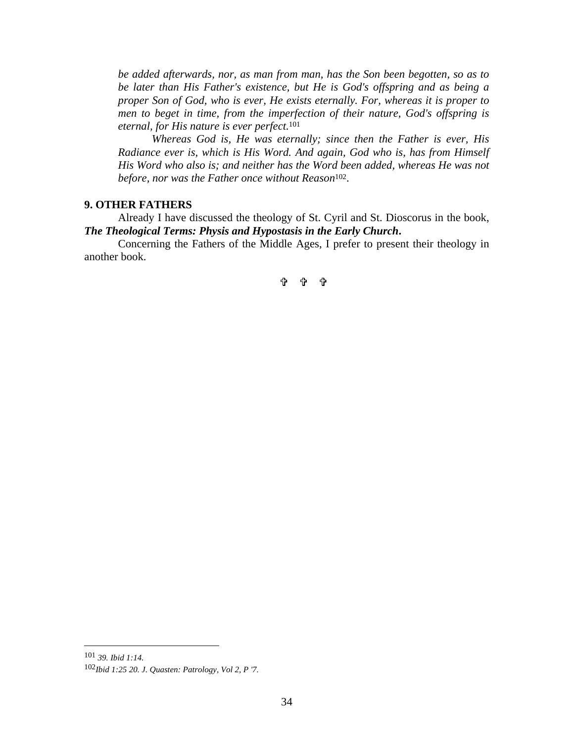*be added afterwards, nor, as man from man, has the Son been begotten, so as to be later than His Father's existence, but He is God's offspring and as being a proper Son of God, who is ever, He exists eternally. For, whereas it is proper to men to beget in time, from the imperfection of their nature, God's offspring is eternal, for His nature is ever perfect.*[101]

*Whereas God is, He was eternally; since then the Father is ever, His Radiance ever is, which is His Word. And again, God who is, has from Himself His Word who also is; and neither has the Word been added, whereas He was not before, nor was the Father once without Reason*[102].

## 9. OTHER FATHERS

Already I have discussed the theology of St. Cyril and St. Dioscorus in the book, ***The Theological Terms: Physis and Hypostasis in the Early Church*.**

Concerning the Fathers of the Middle Ages, I prefer to present their theology in another book.

✞ ✞ ✞

---

[101] *39. Ibid 1:14.*

[102] *Ibid 1:25 20. J. Quasten: Patrology, Vol 2, P '7.*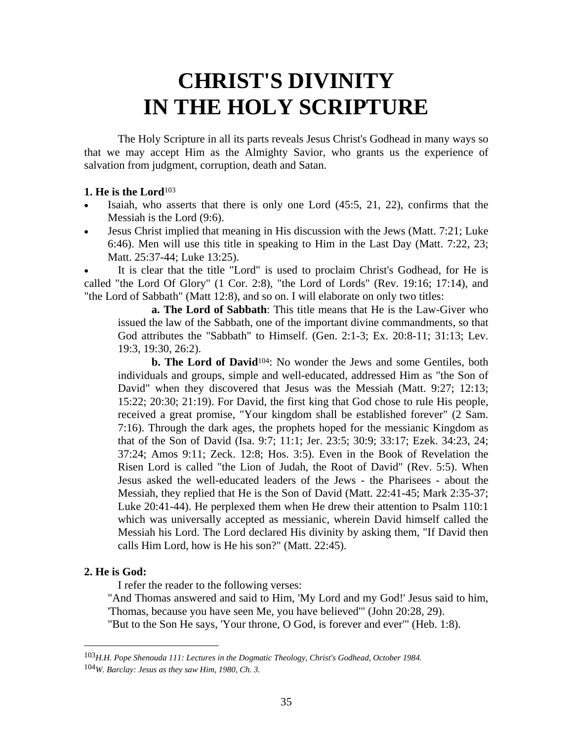# CHRIST'S DIVINITY IN THE HOLY SCRIPTURE

The Holy Scripture in all its parts reveals Jesus Christ's Godhead in many ways so that we may accept Him as the Almighty Savior, who grants us the experience of salvation from judgment, corruption, death and Satan.

**1. He is the Lord**[103]

- Isaiah, who asserts that there is only one Lord (45:5, 21, 22), confirms that the Messiah is the Lord (9:6).
- Jesus Christ implied that meaning in His discussion with the Jews (Matt. 7:21; Luke 6:46). Men will use this title in speaking to Him in the Last Day (Matt. 7:22, 23; Matt. 25:37-44; Luke 13:25).
- It is clear that the title "Lord" is used to proclaim Christ's Godhead, for He is called "the Lord Of Glory" (1 Cor. 2:8), "the Lord of Lords" (Rev. 19:16; 17:14), and "the Lord of Sabbath" (Matt 12:8), and so on. I will elaborate on only two titles:

**a. The Lord of Sabbath**: This title means that He is the Law-Giver who issued the law of the Sabbath, one of the important divine commandments, so that God attributes the "Sabbath" to Himself. (Gen. 2:1-3; Ex. 20:8-11; 31:13; Lev. 19:3, 19:30, 26:2).

**b. The Lord of David**[104]: No wonder the Jews and some Gentiles, both individuals and groups, simple and well-educated, addressed Him as "the Son of David" when they discovered that Jesus was the Messiah (Matt. 9:27; 12:13; 15:22; 20:30; 21:19). For David, the first king that God chose to rule His people, received a great promise, "Your kingdom shall be established forever" (2 Sam. 7:16). Through the dark ages, the prophets hoped for the messianic Kingdom as that of the Son of David (Isa. 9:7; 11:1; Jer. 23:5; 30:9; 33:17; Ezek. 34:23, 24; 37:24; Amos 9:11; Zeck. 12:8; Hos. 3:5). Even in the Book of Revelation the Risen Lord is called "the Lion of Judah, the Root of David" (Rev. 5:5). When Jesus asked the well-educated leaders of the Jews - the Pharisees - about the Messiah, they replied that He is the Son of David (Matt. 22:41-45; Mark 2:35-37; Luke 20:41-44). He perplexed them when He drew their attention to Psalm 110:1 which was universally accepted as messianic, wherein David himself called the Messiah his Lord. The Lord declared His divinity by asking them, "If David then calls Him Lord, how is He his son?" (Matt. 22:45).

**2. He is God:**

I refer the reader to the following verses:

"And Thomas answered and said to Him, 'My Lord and my God!' Jesus said to him, 'Thomas, because you have seen Me, you have believed'" (John 20:28, 29).

"But to the Son He says, 'Your throne, O God, is forever and ever'" (Heb. 1:8).

---

[103] *H.H. Pope Shenouda 111: Lectures in the Dogmatic Theology, Christ's Godhead, October 1984.*

[104] *W. Barclay: Jesus as they saw Him, 1980, Ch. 3.*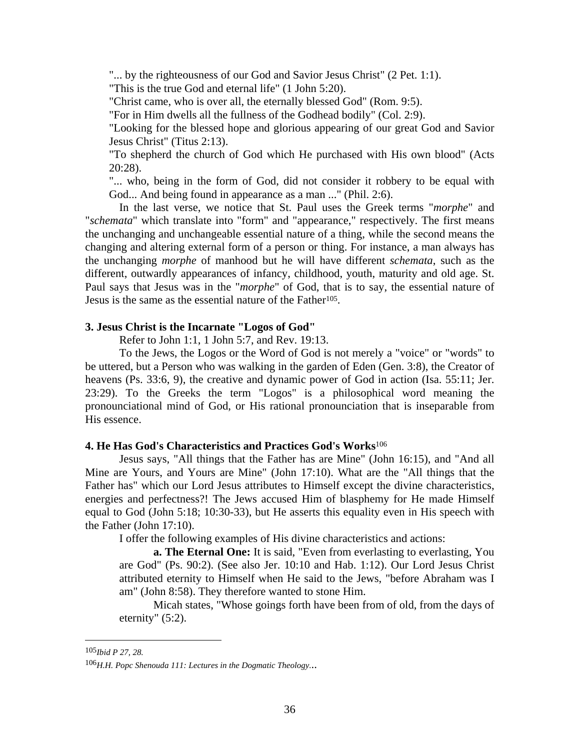"... by the righteousness of our God and Savior Jesus Christ" (2 Pet. 1:1).

"This is the true God and eternal life" (1 John 5:20).

"Christ came, who is over all, the eternally blessed God" (Rom. 9:5).

"For in Him dwells all the fullness of the Godhead bodily" (Col. 2:9).

"Looking for the blessed hope and glorious appearing of our great God and Savior Jesus Christ" (Titus 2:13).

"To shepherd the church of God which He purchased with His own blood" (Acts 20:28).

"... who, being in the form of God, did not consider it robbery to be equal with God... And being found in appearance as a man ..." (Phil. 2:6).

In the last verse, we notice that St. Paul uses the Greek terms "*morphe*" and "*schemata*" which translate into "form" and "appearance," respectively. The first means the unchanging and unchangeable essential nature of a thing, while the second means the changing and altering external form of a person or thing. For instance, a man always has the unchanging *morphe* of manhood but he will have different *schemata*, such as the different, outwardly appearances of infancy, childhood, youth, maturity and old age. St. Paul says that Jesus was in the "*morphe*" of God, that is to say, the essential nature of Jesus is the same as the essential nature of the Father[105].

**3. Jesus Christ is the Incarnate "Logos of God"**

Refer to John 1:1, 1 John 5:7, and Rev. 19:13.

To the Jews, the Logos or the Word of God is not merely a "voice" or "words" to be uttered, but a Person who was walking in the garden of Eden (Gen. 3:8), the Creator of heavens (Ps. 33:6, 9), the creative and dynamic power of God in action (Isa. 55:11; Jer. 23:29). To the Greeks the term "Logos" is a philosophical word meaning the pronounciational mind of God, or His rational pronounciation that is inseparable from His essence.

**4. He Has God's Characteristics and Practices God's Works**[106]

Jesus says, "All things that the Father has are Mine" (John 16:15), and "And all Mine are Yours, and Yours are Mine" (John 17:10). What are the "All things that the Father has" which our Lord Jesus attributes to Himself except the divine characteristics, energies and perfectness?! The Jews accused Him of blasphemy for He made Himself equal to God (John 5:18; 10:30-33), but He asserts this equality even in His speech with the Father (John 17:10).

I offer the following examples of His divine characteristics and actions:

**a. The Eternal One:** It is said, "Even from everlasting to everlasting, You are God" (Ps. 90:2). (See also Jer. 10:10 and Hab. 1:12). Our Lord Jesus Christ attributed eternity to Himself when He said to the Jews, "before Abraham was I am" (John 8:58). They therefore wanted to stone Him.

Micah states, "Whose goings forth have been from of old, from the days of eternity" (5:2).

---

[105] *Ibid P 27, 28.*

[106] *H.H. Popc Shenouda 111: Lectures in the Dogmatic Theology...*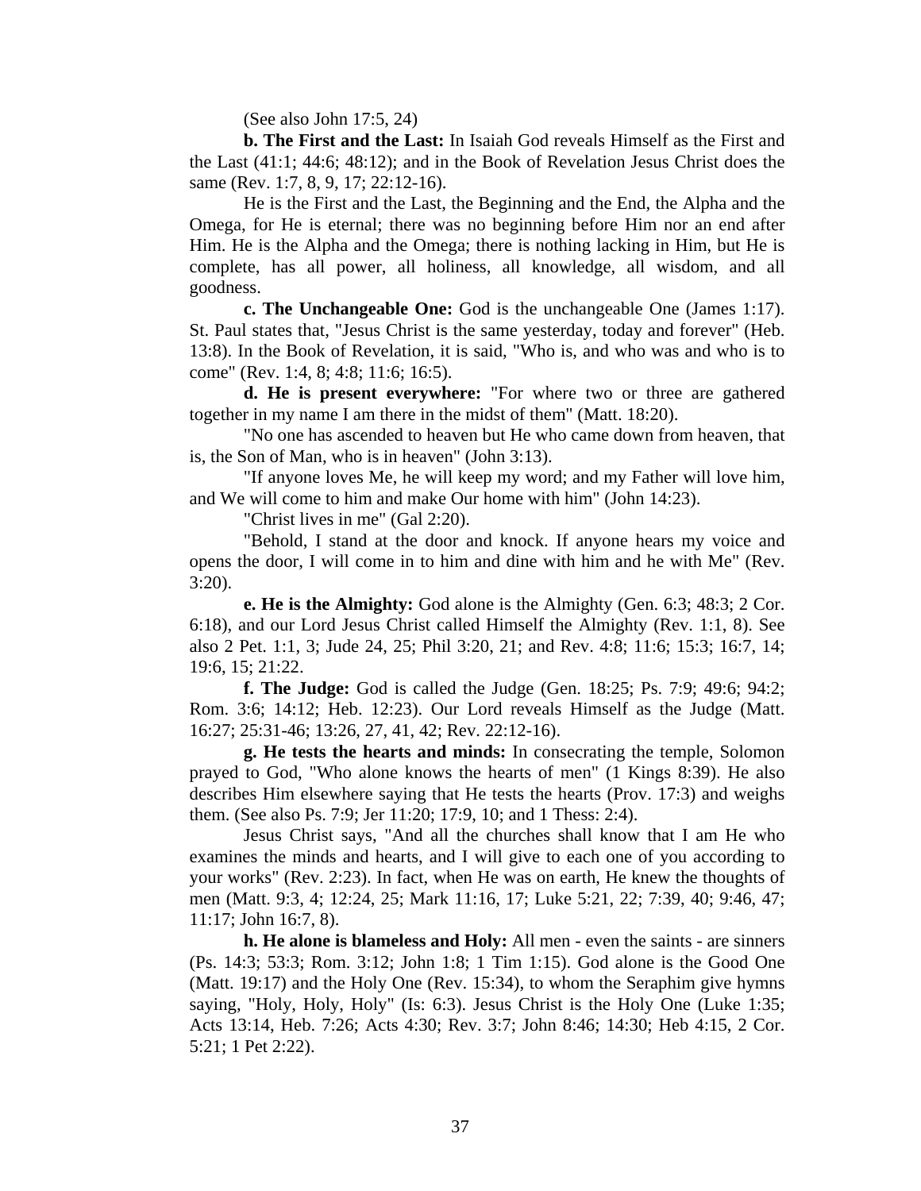(See also John 17:5, 24)

**b. The First and the Last:** In Isaiah God reveals Himself as the First and the Last (41:1; 44:6; 48:12); and in the Book of Revelation Jesus Christ does the same (Rev. 1:7, 8, 9, 17; 22:12-16).

He is the First and the Last, the Beginning and the End, the Alpha and the Omega, for He is eternal; there was no beginning before Him nor an end after Him. He is the Alpha and the Omega; there is nothing lacking in Him, but He is complete, has all power, all holiness, all knowledge, all wisdom, and all goodness.

**c. The Unchangeable One:** God is the unchangeable One (James 1:17). St. Paul states that, "Jesus Christ is the same yesterday, today and forever" (Heb. 13:8). In the Book of Revelation, it is said, "Who is, and who was and who is to come" (Rev. 1:4, 8; 4:8; 11:6; 16:5).

**d. He is present everywhere:** "For where two or three are gathered together in my name I am there in the midst of them" (Matt. 18:20).

"No one has ascended to heaven but He who came down from heaven, that is, the Son of Man, who is in heaven" (John 3:13).

"If anyone loves Me, he will keep my word; and my Father will love him, and We will come to him and make Our home with him" (John 14:23).

"Christ lives in me" (Gal 2:20).

"Behold, I stand at the door and knock. If anyone hears my voice and opens the door, I will come in to him and dine with him and he with Me" (Rev. 3:20).

**e. He is the Almighty:** God alone is the Almighty (Gen. 6:3; 48:3; 2 Cor. 6:18), and our Lord Jesus Christ called Himself the Almighty (Rev. 1:1, 8). See also 2 Pet. 1:1, 3; Jude 24, 25; Phil 3:20, 21; and Rev. 4:8; 11:6; 15:3; 16:7, 14; 19:6, 15; 21:22.

**f. The Judge:** God is called the Judge (Gen. 18:25; Ps. 7:9; 49:6; 94:2; Rom. 3:6; 14:12; Heb. 12:23). Our Lord reveals Himself as the Judge (Matt. 16:27; 25:31-46; 13:26, 27, 41, 42; Rev. 22:12-16).

**g. He tests the hearts and minds:** In consecrating the temple, Solomon prayed to God, "Who alone knows the hearts of men" (1 Kings 8:39). He also describes Him elsewhere saying that He tests the hearts (Prov. 17:3) and weighs them. (See also Ps. 7:9; Jer 11:20; 17:9, 10; and 1 Thess: 2:4).

Jesus Christ says, "And all the churches shall know that I am He who examines the minds and hearts, and I will give to each one of you according to your works" (Rev. 2:23). In fact, when He was on earth, He knew the thoughts of men (Matt. 9:3, 4; 12:24, 25; Mark 11:16, 17; Luke 5:21, 22; 7:39, 40; 9:46, 47; 11:17; John 16:7, 8).

**h. He alone is blameless and Holy:** All men - even the saints - are sinners (Ps. 14:3; 53:3; Rom. 3:12; John 1:8; 1 Tim 1:15). God alone is the Good One (Matt. 19:17) and the Holy One (Rev. 15:34), to whom the Seraphim give hymns saying, "Holy, Holy, Holy" (Is: 6:3). Jesus Christ is the Holy One (Luke 1:35; Acts 13:14, Heb. 7:26; Acts 4:30; Rev. 3:7; John 8:46; 14:30; Heb 4:15, 2 Cor. 5:21; 1 Pet 2:22).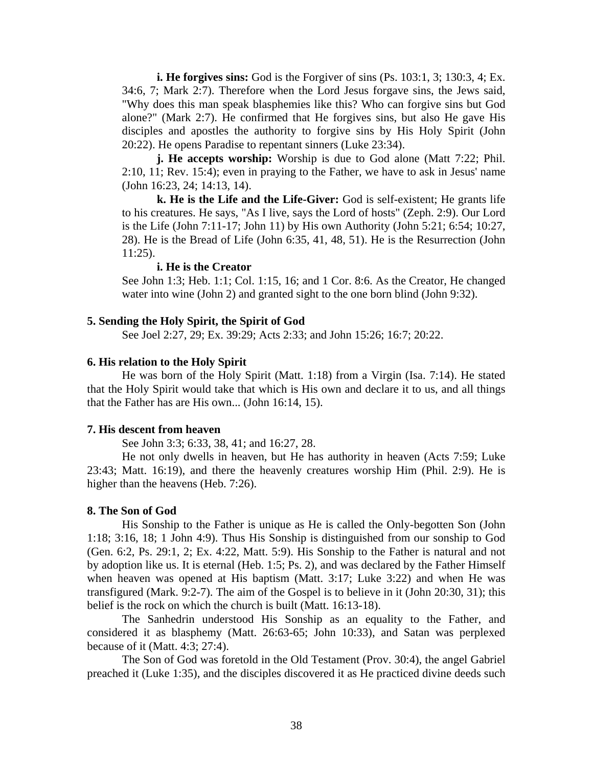**i. He forgives sins:** God is the Forgiver of sins (Ps. 103:1, 3; 130:3, 4; Ex. 34:6, 7; Mark 2:7). Therefore when the Lord Jesus forgave sins, the Jews said, "Why does this man speak blasphemies like this? Who can forgive sins but God alone?" (Mark 2:7). He confirmed that He forgives sins, but also He gave His disciples and apostles the authority to forgive sins by His Holy Spirit (John 20:22). He opens Paradise to repentant sinners (Luke 23:34).

**j. He accepts worship:** Worship is due to God alone (Matt 7:22; Phil. 2:10, 11; Rev. 15:4); even in praying to the Father, we have to ask in Jesus' name (John 16:23, 24; 14:13, 14).

**k. He is the Life and the Life-Giver:** God is self-existent; He grants life to his creatures. He says, "As I live, says the Lord of hosts" (Zeph. 2:9). Our Lord is the Life (John 7:11-17; John 11) by His own Authority (John 5:21; 6:54; 10:27, 28). He is the Bread of Life (John 6:35, 41, 48, 51). He is the Resurrection (John 11:25).

**i. He is the Creator**

See John 1:3; Heb. 1:1; Col. 1:15, 16; and 1 Cor. 8:6. As the Creator, He changed water into wine (John 2) and granted sight to the one born blind (John 9:32).

### 5. Sending the Holy Spirit, the Spirit of God

See Joel 2:27, 29; Ex. 39:29; Acts 2:33; and John 15:26; 16:7; 20:22.

### 6. His relation to the Holy Spirit

He was born of the Holy Spirit (Matt. 1:18) from a Virgin (Isa. 7:14). He stated that the Holy Spirit would take that which is His own and declare it to us, and all things that the Father has are His own... (John 16:14, 15).

### 7. His descent from heaven

See John 3:3; 6:33, 38, 41; and 16:27, 28.

He not only dwells in heaven, but He has authority in heaven (Acts 7:59; Luke 23:43; Matt. 16:19), and there the heavenly creatures worship Him (Phil. 2:9). He is higher than the heavens (Heb. 7:26).

### 8. The Son of God

His Sonship to the Father is unique as He is called the Only-begotten Son (John 1:18; 3:16, 18; 1 John 4:9). Thus His Sonship is distinguished from our sonship to God (Gen. 6:2, Ps. 29:1, 2; Ex. 4:22, Matt. 5:9). His Sonship to the Father is natural and not by adoption like us. It is eternal (Heb. 1:5; Ps. 2), and was declared by the Father Himself when heaven was opened at His baptism (Matt. 3:17; Luke 3:22) and when He was transfigured (Mark. 9:2-7). The aim of the Gospel is to believe in it (John 20:30, 31); this belief is the rock on which the church is built (Matt. 16:13-18).

The Sanhedrin understood His Sonship as an equality to the Father, and considered it as blasphemy (Matt. 26:63-65; John 10:33), and Satan was perplexed because of it (Matt. 4:3; 27:4).

The Son of God was foretold in the Old Testament (Prov. 30:4), the angel Gabriel preached it (Luke 1:35), and the disciples discovered it as He practiced divine deeds such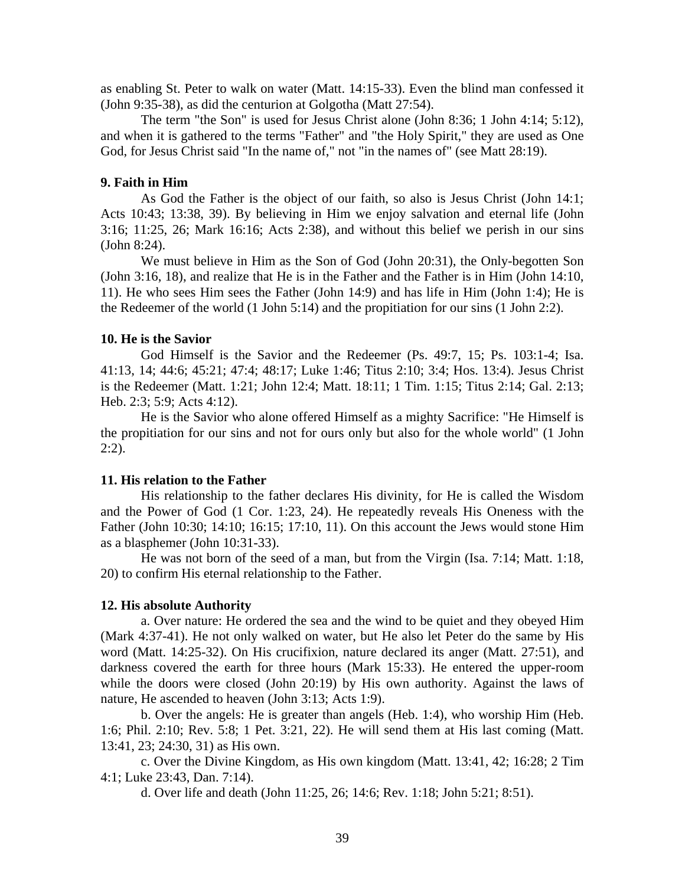as enabling St. Peter to walk on water (Matt. 14:15-33). Even the blind man confessed it (John 9:35-38), as did the centurion at Golgotha (Matt 27:54).

The term "the Son" is used for Jesus Christ alone (John 8:36; 1 John 4:14; 5:12), and when it is gathered to the terms "Father" and "the Holy Spirit," they are used as One God, for Jesus Christ said "In the name of," not "in the names of" (see Matt 28:19).

**9. Faith in Him**

As God the Father is the object of our faith, so also is Jesus Christ (John 14:1; Acts 10:43; 13:38, 39). By believing in Him we enjoy salvation and eternal life (John 3:16; 11:25, 26; Mark 16:16; Acts 2:38), and without this belief we perish in our sins (John 8:24).

We must believe in Him as the Son of God (John 20:31), the Only-begotten Son (John 3:16, 18), and realize that He is in the Father and the Father is in Him (John 14:10, 11). He who sees Him sees the Father (John 14:9) and has life in Him (John 1:4); He is the Redeemer of the world (1 John 5:14) and the propitiation for our sins (1 John 2:2).

**10. He is the Savior**

God Himself is the Savior and the Redeemer (Ps. 49:7, 15; Ps. 103:1-4; Isa. 41:13, 14; 44:6; 45:21; 47:4; 48:17; Luke 1:46; Titus 2:10; 3:4; Hos. 13:4). Jesus Christ is the Redeemer (Matt. 1:21; John 12:4; Matt. 18:11; 1 Tim. 1:15; Titus 2:14; Gal. 2:13; Heb. 2:3; 5:9; Acts 4:12).

He is the Savior who alone offered Himself as a mighty Sacrifice: "He Himself is the propitiation for our sins and not for ours only but also for the whole world" (1 John 2:2).

**11. His relation to the Father**

His relationship to the father declares His divinity, for He is called the Wisdom and the Power of God (1 Cor. 1:23, 24). He repeatedly reveals His Oneness with the Father (John 10:30; 14:10; 16:15; 17:10, 11). On this account the Jews would stone Him as a blasphemer (John 10:31-33).

He was not born of the seed of a man, but from the Virgin (Isa. 7:14; Matt. 1:18, 20) to confirm His eternal relationship to the Father.

**12. His absolute Authority**

a. Over nature: He ordered the sea and the wind to be quiet and they obeyed Him (Mark 4:37-41). He not only walked on water, but He also let Peter do the same by His word (Matt. 14:25-32). On His crucifixion, nature declared its anger (Matt. 27:51), and darkness covered the earth for three hours (Mark 15:33). He entered the upper-room while the doors were closed (John 20:19) by His own authority. Against the laws of nature, He ascended to heaven (John 3:13; Acts 1:9).

b. Over the angels: He is greater than angels (Heb. 1:4), who worship Him (Heb. 1:6; Phil. 2:10; Rev. 5:8; 1 Pet. 3:21, 22). He will send them at His last coming (Matt. 13:41, 23; 24:30, 31) as His own.

c. Over the Divine Kingdom, as His own kingdom (Matt. 13:41, 42; 16:28; 2 Tim 4:1; Luke 23:43, Dan. 7:14).

d. Over life and death (John 11:25, 26; 14:6; Rev. 1:18; John 5:21; 8:51).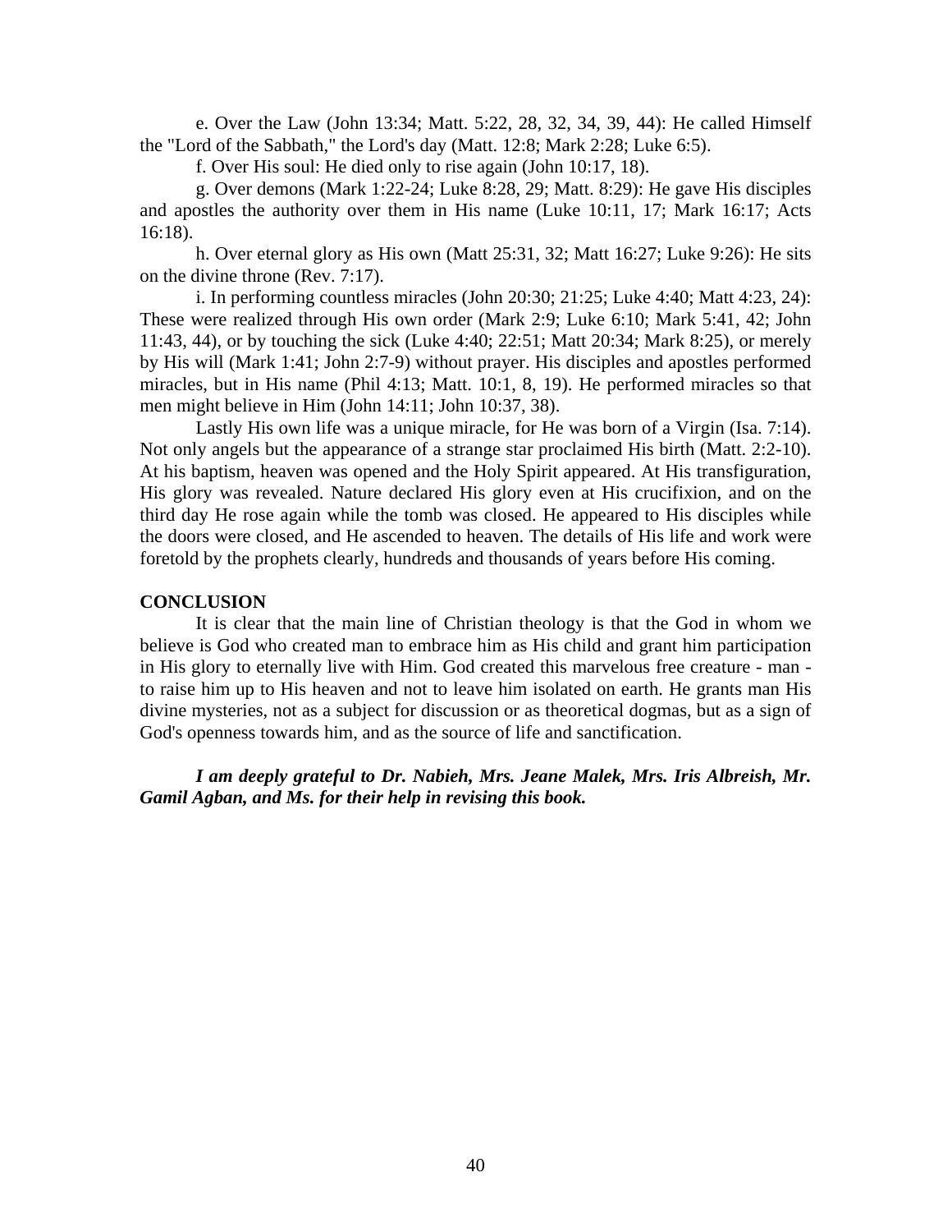e. Over the Law (John 13:34; Matt. 5:22, 28, 32, 34, 39, 44): He called Himself the "Lord of the Sabbath," the Lord's day (Matt. 12:8; Mark 2:28; Luke 6:5).

f. Over His soul: He died only to rise again (John 10:17, 18).

g. Over demons (Mark 1:22-24; Luke 8:28, 29; Matt. 8:29): He gave His disciples and apostles the authority over them in His name (Luke 10:11, 17; Mark 16:17; Acts 16:18).

h. Over eternal glory as His own (Matt 25:31, 32; Matt 16:27; Luke 9:26): He sits on the divine throne (Rev. 7:17).

i. In performing countless miracles (John 20:30; 21:25; Luke 4:40; Matt 4:23, 24): These were realized through His own order (Mark 2:9; Luke 6:10; Mark 5:41, 42; John 11:43, 44), or by touching the sick (Luke 4:40; 22:51; Matt 20:34; Mark 8:25), or merely by His will (Mark 1:41; John 2:7-9) without prayer. His disciples and apostles performed miracles, but in His name (Phil 4:13; Matt. 10:1, 8, 19). He performed miracles so that men might believe in Him (John 14:11; John 10:37, 38).

Lastly His own life was a unique miracle, for He was born of a Virgin (Isa. 7:14). Not only angels but the appearance of a strange star proclaimed His birth (Matt. 2:2-10). At his baptism, heaven was opened and the Holy Spirit appeared. At His transfiguration, His glory was revealed. Nature declared His glory even at His crucifixion, and on the third day He rose again while the tomb was closed. He appeared to His disciples while the doors were closed, and He ascended to heaven. The details of His life and work were foretold by the prophets clearly, hundreds and thousands of years before His coming.

**CONCLUSION**

It is clear that the main line of Christian theology is that the God in whom we believe is God who created man to embrace him as His child and grant him participation in His glory to eternally live with Him. God created this marvelous free creature - man - to raise him up to His heaven and not to leave him isolated on earth. He grants man His divine mysteries, not as a subject for discussion or as theoretical dogmas, but as a sign of God's openness towards him, and as the source of life and sanctification.

***I am deeply grateful to Dr. Nabieh, Mrs. Jeane Malek, Mrs. Iris Albreish, Mr. Gamil Agban, and Ms. for their help in revising this book.***